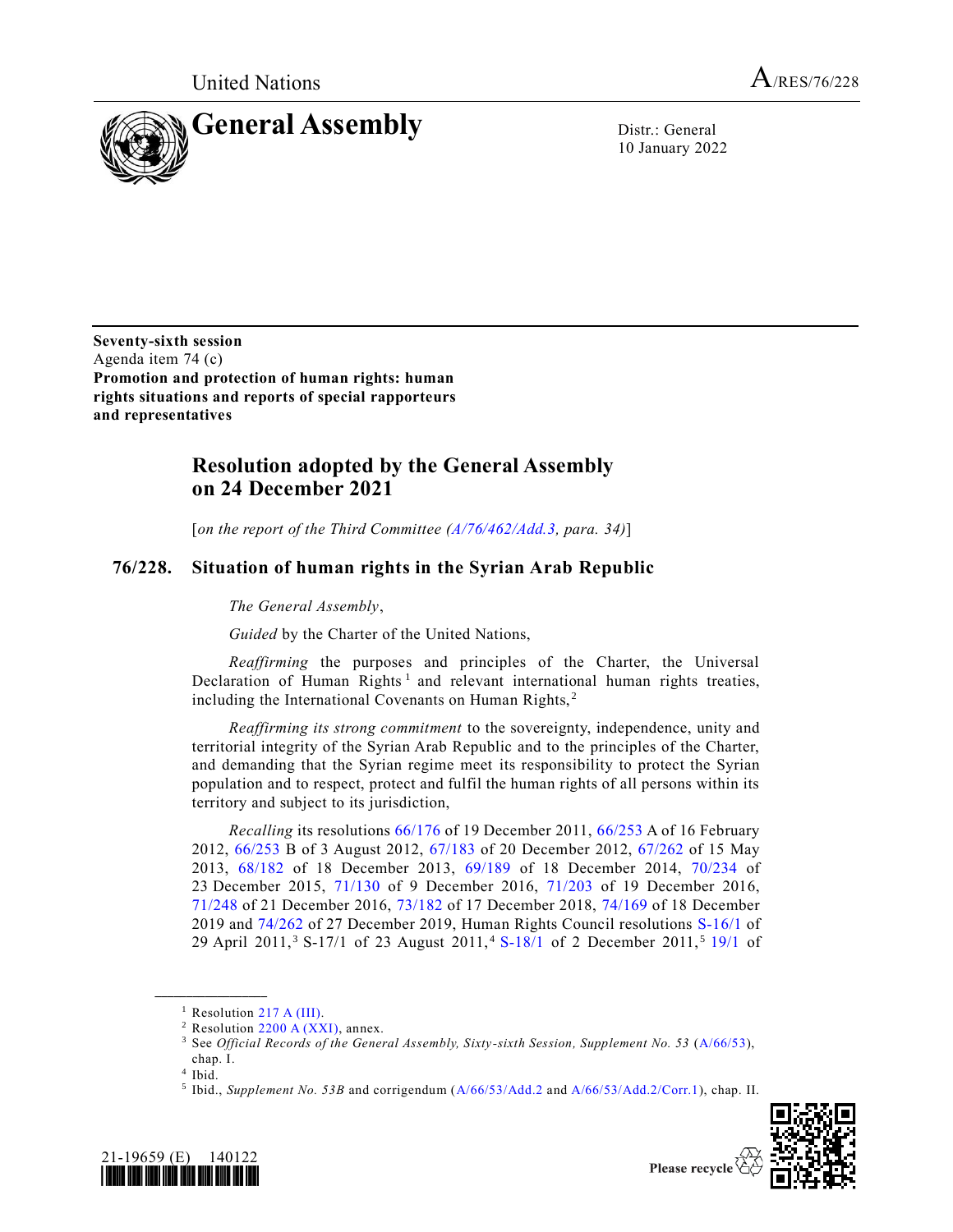United Nations A/RES/76/228

# General Assembly

Distr.: General
10 January 2022

**Seventy-sixth session**
Agenda item 74 (c)
**Promotion and protection of human rights: human rights situations and reports of special rapporteurs and representatives**

## Resolution adopted by the General Assembly on 24 December 2021

[*on the report of the Third Committee (A/76/462/Add.3, para. 34)*]

## 76/228. Situation of human rights in the Syrian Arab Republic

*The General Assembly*,

*Guided* by the Charter of the United Nations,

*Reaffirming* the purposes and principles of the Charter, the Universal Declaration of Human Rights[1] and relevant international human rights treaties, including the International Covenants on Human Rights,[2]

*Reaffirming its strong commitment* to the sovereignty, independence, unity and territorial integrity of the Syrian Arab Republic and to the principles of the Charter, and demanding that the Syrian regime meet its responsibility to protect the Syrian population and to respect, protect and fulfil the human rights of all persons within its territory and subject to its jurisdiction,

*Recalling* its resolutions 66/176 of 19 December 2011, 66/253 A of 16 February 2012, 66/253 B of 3 August 2012, 67/183 of 20 December 2012, 67/262 of 15 May 2013, 68/182 of 18 December 2013, 69/189 of 18 December 2014, 70/234 of 23 December 2015, 71/130 of 9 December 2016, 71/203 of 19 December 2016, 71/248 of 21 December 2016, 73/182 of 17 December 2018, 74/169 of 18 December 2019 and 74/262 of 27 December 2019, Human Rights Council resolutions S-16/1 of 29 April 2011,[3] S-17/1 of 23 August 2011,[4] S-18/1 of 2 December 2011,[5] 19/1 of

---

[1] Resolution 217 A (III).
[2] Resolution 2200 A (XXI), annex.
[3] See *Official Records of the General Assembly, Sixty-sixth Session, Supplement No. 53* (A/66/53), chap. I.
[4] Ibid.
[5] Ibid., *Supplement No. 53B* and corrigendum (A/66/53/Add.2 and A/66/53/Add.2/Corr.1), chap. II.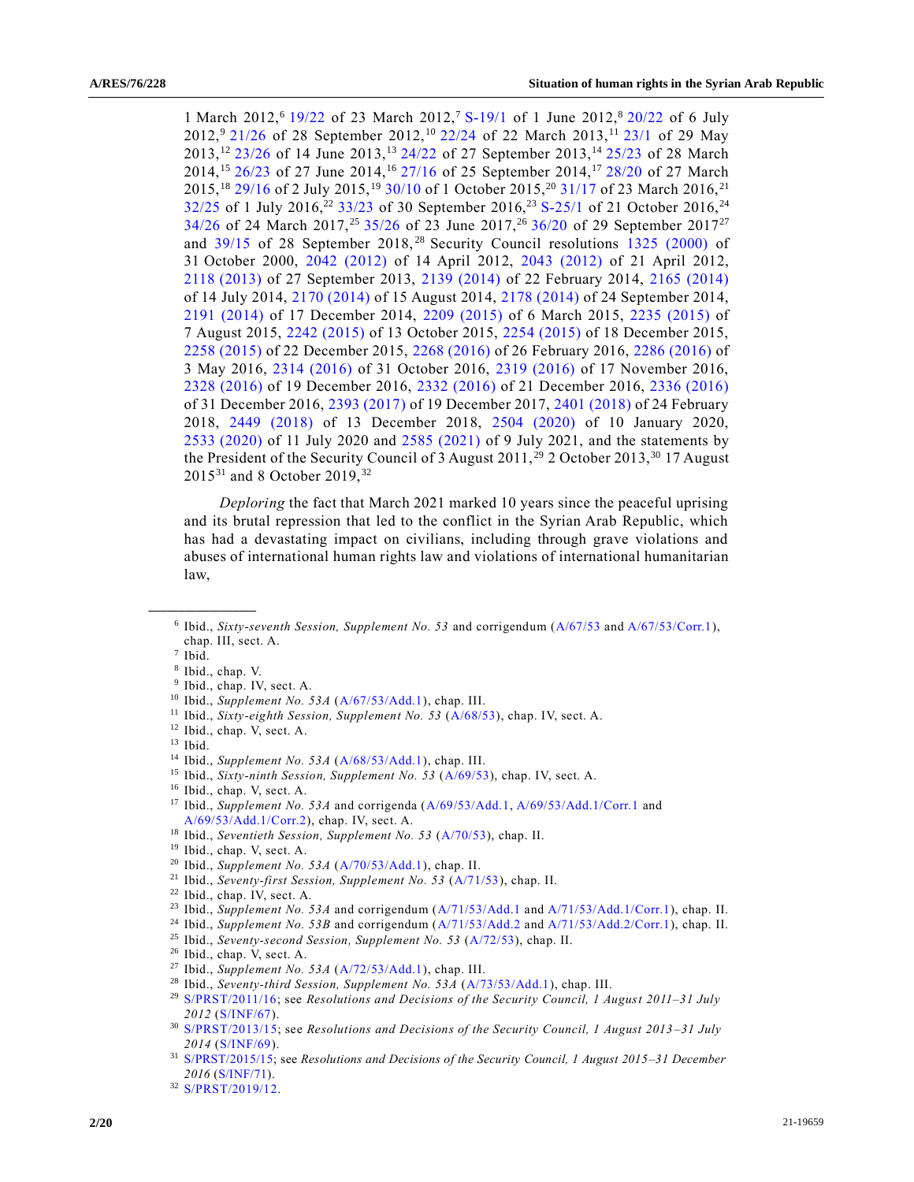1 March 2012,[6] 19/22 of 23 March 2012,[7] S-19/1 of 1 June 2012,[8] 20/22 of 6 July 2012,[9] 21/26 of 28 September 2012,[10] 22/24 of 22 March 2013,[11] 23/1 of 29 May 2013,[12] 23/26 of 14 June 2013,[13] 24/22 of 27 September 2013,[14] 25/23 of 28 March 2014,[15] 26/23 of 27 June 2014,[16] 27/16 of 25 September 2014,[17] 28/20 of 27 March 2015,[18] 29/16 of 2 July 2015,[19] 30/10 of 1 October 2015,[20] 31/17 of 23 March 2016,[21] 32/25 of 1 July 2016,[22] 33/23 of 30 September 2016,[23] S-25/1 of 21 October 2016,[24] 34/26 of 24 March 2017,[25] 35/26 of 23 June 2017,[26] 36/20 of 29 September 2017[27] and 39/15 of 28 September 2018,[28] Security Council resolutions 1325 (2000) of 31 October 2000, 2042 (2012) of 14 April 2012, 2043 (2012) of 21 April 2012, 2118 (2013) of 27 September 2013, 2139 (2014) of 22 February 2014, 2165 (2014) of 14 July 2014, 2170 (2014) of 15 August 2014, 2178 (2014) of 24 September 2014, 2191 (2014) of 17 December 2014, 2209 (2015) of 6 March 2015, 2235 (2015) of 7 August 2015, 2242 (2015) of 13 October 2015, 2254 (2015) of 18 December 2015, 2258 (2015) of 22 December 2015, 2268 (2016) of 26 February 2016, 2286 (2016) of 3 May 2016, 2314 (2016) of 31 October 2016, 2319 (2016) of 17 November 2016, 2328 (2016) of 19 December 2016, 2332 (2016) of 21 December 2016, 2336 (2016) of 31 December 2016, 2393 (2017) of 19 December 2017, 2401 (2018) of 24 February 2018, 2449 (2018) of 13 December 2018, 2504 (2020) of 10 January 2020, 2533 (2020) of 11 July 2020 and 2585 (2021) of 9 July 2021, and the statements by the President of the Security Council of 3 August 2011,[29] 2 October 2013,[30] 17 August 2015[31] and 8 October 2019,[32]

*Deploring* the fact that March 2021 marked 10 years since the peaceful uprising and its brutal repression that led to the conflict in the Syrian Arab Republic, which has had a devastating impact on civilians, including through grave violations and abuses of international human rights law and violations of international humanitarian law,

---

[6] Ibid., *Sixty-seventh Session, Supplement No. 53* and corrigendum (A/67/53 and A/67/53/Corr.1), chap. III, sect. A.

[7] Ibid.

[8] Ibid., chap. V.

[9] Ibid., chap. IV, sect. A.

[10] Ibid., *Supplement No. 53A* (A/67/53/Add.1), chap. III.

[11] Ibid., *Sixty-eighth Session, Supplement No. 53* (A/68/53), chap. IV, sect. A.

[12] Ibid., chap. V, sect. A.

[13] Ibid.

[14] Ibid., *Supplement No. 53A* (A/68/53/Add.1), chap. III.

[15] Ibid., *Sixty-ninth Session, Supplement No. 53* (A/69/53), chap. IV, sect. A.

[16] Ibid., chap. V, sect. A.

[17] Ibid., *Supplement No. 53A* and corrigenda (A/69/53/Add.1, A/69/53/Add.1/Corr.1 and A/69/53/Add.1/Corr.2), chap. IV, sect. A.

[18] Ibid., *Seventieth Session, Supplement No. 53* (A/70/53), chap. II.

[19] Ibid., chap. V, sect. A.

[20] Ibid., *Supplement No. 53A* (A/70/53/Add.1), chap. II.

[21] Ibid., *Seventy-first Session, Supplement No. 53* (A/71/53), chap. II.

[22] Ibid., chap. IV, sect. A.

[23] Ibid., *Supplement No. 53A* and corrigendum (A/71/53/Add.1 and A/71/53/Add.1/Corr.1), chap. II.

[24] Ibid., *Supplement No. 53B* and corrigendum (A/71/53/Add.2 and A/71/53/Add.2/Corr.1), chap. II.

[25] Ibid., *Seventy-second Session, Supplement No. 53* (A/72/53), chap. II.

[26] Ibid., chap. V, sect. A.

[27] Ibid., *Supplement No. 53A* (A/72/53/Add.1), chap. III.

[28] Ibid., *Seventy-third Session, Supplement No. 53A* (A/73/53/Add.1), chap. III.

[29] S/PRST/2011/16; see *Resolutions and Decisions of the Security Council, 1 August 2011–31 July 2012* (S/INF/67).

[30] S/PRST/2013/15; see *Resolutions and Decisions of the Security Council, 1 August 2013–31 July 2014* (S/INF/69).

[31] S/PRST/2015/15; see *Resolutions and Decisions of the Security Council, 1 August 2015–31 December 2016* (S/INF/71).

[32] S/PRST/2019/12.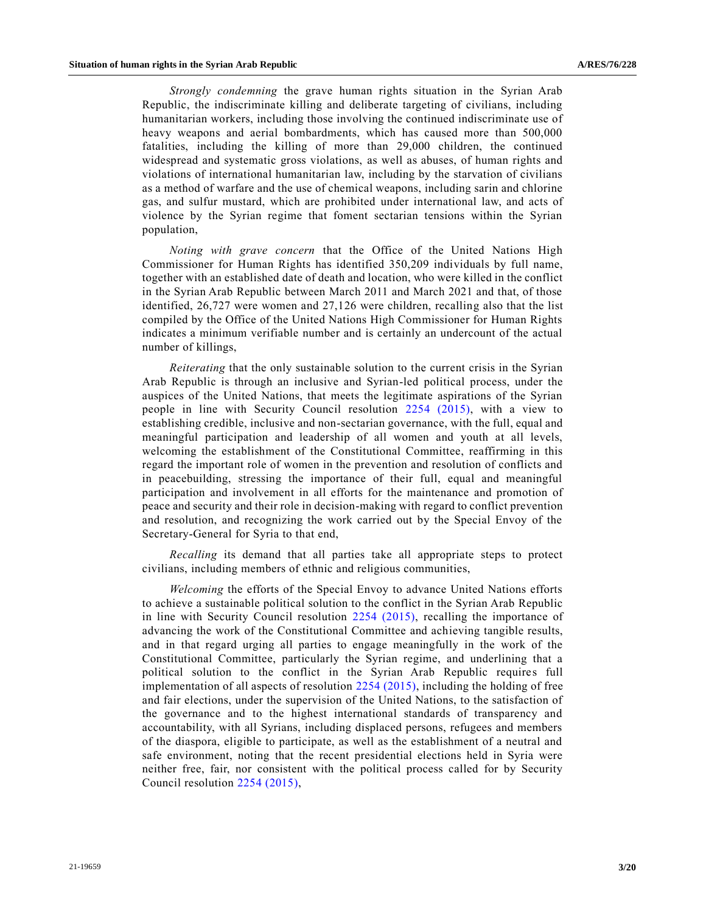*Strongly condemning* the grave human rights situation in the Syrian Arab Republic, the indiscriminate killing and deliberate targeting of civilians, including humanitarian workers, including those involving the continued indiscriminate use of heavy weapons and aerial bombardments, which has caused more than 500,000 fatalities, including the killing of more than 29,000 children, the continued widespread and systematic gross violations, as well as abuses, of human rights and violations of international humanitarian law, including by the starvation of civilians as a method of warfare and the use of chemical weapons, including sarin and chlorine gas, and sulfur mustard, which are prohibited under international law, and acts of violence by the Syrian regime that foment sectarian tensions within the Syrian population,

*Noting with grave concern* that the Office of the United Nations High Commissioner for Human Rights has identified 350,209 individuals by full name, together with an established date of death and location, who were killed in the conflict in the Syrian Arab Republic between March 2011 and March 2021 and that, of those identified, 26,727 were women and 27,126 were children, recalling also that the list compiled by the Office of the United Nations High Commissioner for Human Rights indicates a minimum verifiable number and is certainly an undercount of the actual number of killings,

*Reiterating* that the only sustainable solution to the current crisis in the Syrian Arab Republic is through an inclusive and Syrian-led political process, under the auspices of the United Nations, that meets the legitimate aspirations of the Syrian people in line with Security Council resolution 2254 (2015), with a view to establishing credible, inclusive and non-sectarian governance, with the full, equal and meaningful participation and leadership of all women and youth at all levels, welcoming the establishment of the Constitutional Committee, reaffirming in this regard the important role of women in the prevention and resolution of conflicts and in peacebuilding, stressing the importance of their full, equal and meaningful participation and involvement in all efforts for the maintenance and promotion of peace and security and their role in decision-making with regard to conflict prevention and resolution, and recognizing the work carried out by the Special Envoy of the Secretary-General for Syria to that end,

*Recalling* its demand that all parties take all appropriate steps to protect civilians, including members of ethnic and religious communities,

*Welcoming* the efforts of the Special Envoy to advance United Nations efforts to achieve a sustainable political solution to the conflict in the Syrian Arab Republic in line with Security Council resolution 2254 (2015), recalling the importance of advancing the work of the Constitutional Committee and achieving tangible results, and in that regard urging all parties to engage meaningfully in the work of the Constitutional Committee, particularly the Syrian regime, and underlining that a political solution to the conflict in the Syrian Arab Republic requires full implementation of all aspects of resolution 2254 (2015), including the holding of free and fair elections, under the supervision of the United Nations, to the satisfaction of the governance and to the highest international standards of transparency and accountability, with all Syrians, including displaced persons, refugees and members of the diaspora, eligible to participate, as well as the establishment of a neutral and safe environment, noting that the recent presidential elections held in Syria were neither free, fair, nor consistent with the political process called for by Security Council resolution 2254 (2015),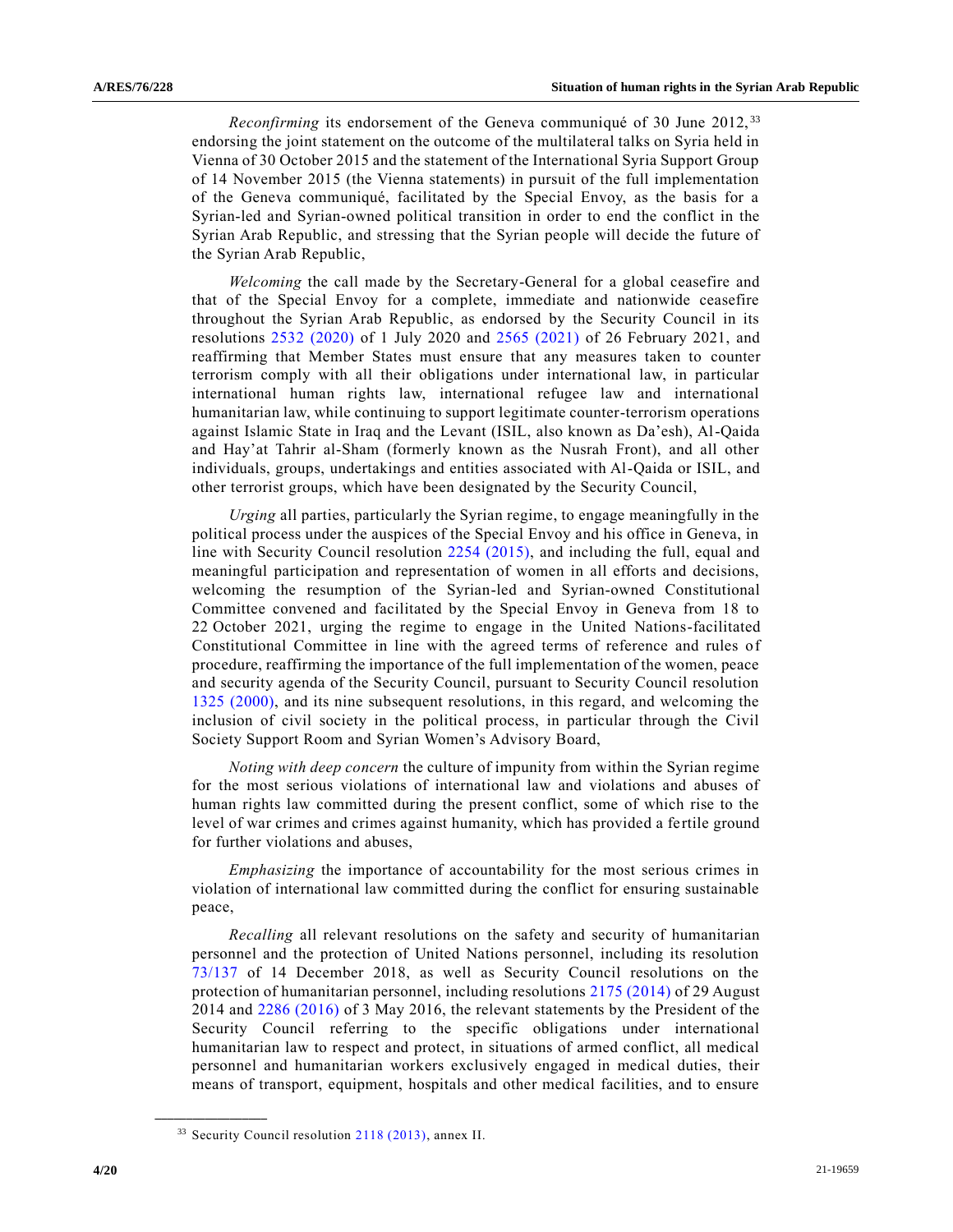*Reconfirming* its endorsement of the Geneva communiqué of 30 June 2012,[33] endorsing the joint statement on the outcome of the multilateral talks on Syria held in Vienna of 30 October 2015 and the statement of the International Syria Support Group of 14 November 2015 (the Vienna statements) in pursuit of the full implementation of the Geneva communiqué, facilitated by the Special Envoy, as the basis for a Syrian-led and Syrian-owned political transition in order to end the conflict in the Syrian Arab Republic, and stressing that the Syrian people will decide the future of the Syrian Arab Republic,

*Welcoming* the call made by the Secretary-General for a global ceasefire and that of the Special Envoy for a complete, immediate and nationwide ceasefire throughout the Syrian Arab Republic, as endorsed by the Security Council in its resolutions 2532 (2020) of 1 July 2020 and 2565 (2021) of 26 February 2021, and reaffirming that Member States must ensure that any measures taken to counter terrorism comply with all their obligations under international law, in particular international human rights law, international refugee law and international humanitarian law, while continuing to support legitimate counter-terrorism operations against Islamic State in Iraq and the Levant (ISIL, also known as Da'esh), Al-Qaida and Hay'at Tahrir al-Sham (formerly known as the Nusrah Front), and all other individuals, groups, undertakings and entities associated with Al-Qaida or ISIL, and other terrorist groups, which have been designated by the Security Council,

*Urging* all parties, particularly the Syrian regime, to engage meaningfully in the political process under the auspices of the Special Envoy and his office in Geneva, in line with Security Council resolution 2254 (2015), and including the full, equal and meaningful participation and representation of women in all efforts and decisions, welcoming the resumption of the Syrian-led and Syrian-owned Constitutional Committee convened and facilitated by the Special Envoy in Geneva from 18 to 22 October 2021, urging the regime to engage in the United Nations-facilitated Constitutional Committee in line with the agreed terms of reference and rules of procedure, reaffirming the importance of the full implementation of the women, peace and security agenda of the Security Council, pursuant to Security Council resolution 1325 (2000), and its nine subsequent resolutions, in this regard, and welcoming the inclusion of civil society in the political process, in particular through the Civil Society Support Room and Syrian Women's Advisory Board,

*Noting with deep concern* the culture of impunity from within the Syrian regime for the most serious violations of international law and violations and abuses of human rights law committed during the present conflict, some of which rise to the level of war crimes and crimes against humanity, which has provided a fertile ground for further violations and abuses,

*Emphasizing* the importance of accountability for the most serious crimes in violation of international law committed during the conflict for ensuring sustainable peace,

*Recalling* all relevant resolutions on the safety and security of humanitarian personnel and the protection of United Nations personnel, including its resolution 73/137 of 14 December 2018, as well as Security Council resolutions on the protection of humanitarian personnel, including resolutions 2175 (2014) of 29 August 2014 and 2286 (2016) of 3 May 2016, the relevant statements by the President of the Security Council referring to the specific obligations under international humanitarian law to respect and protect, in situations of armed conflict, all medical personnel and humanitarian workers exclusively engaged in medical duties, their means of transport, equipment, hospitals and other medical facilities, and to ensure

[33] Security Council resolution 2118 (2013), annex II.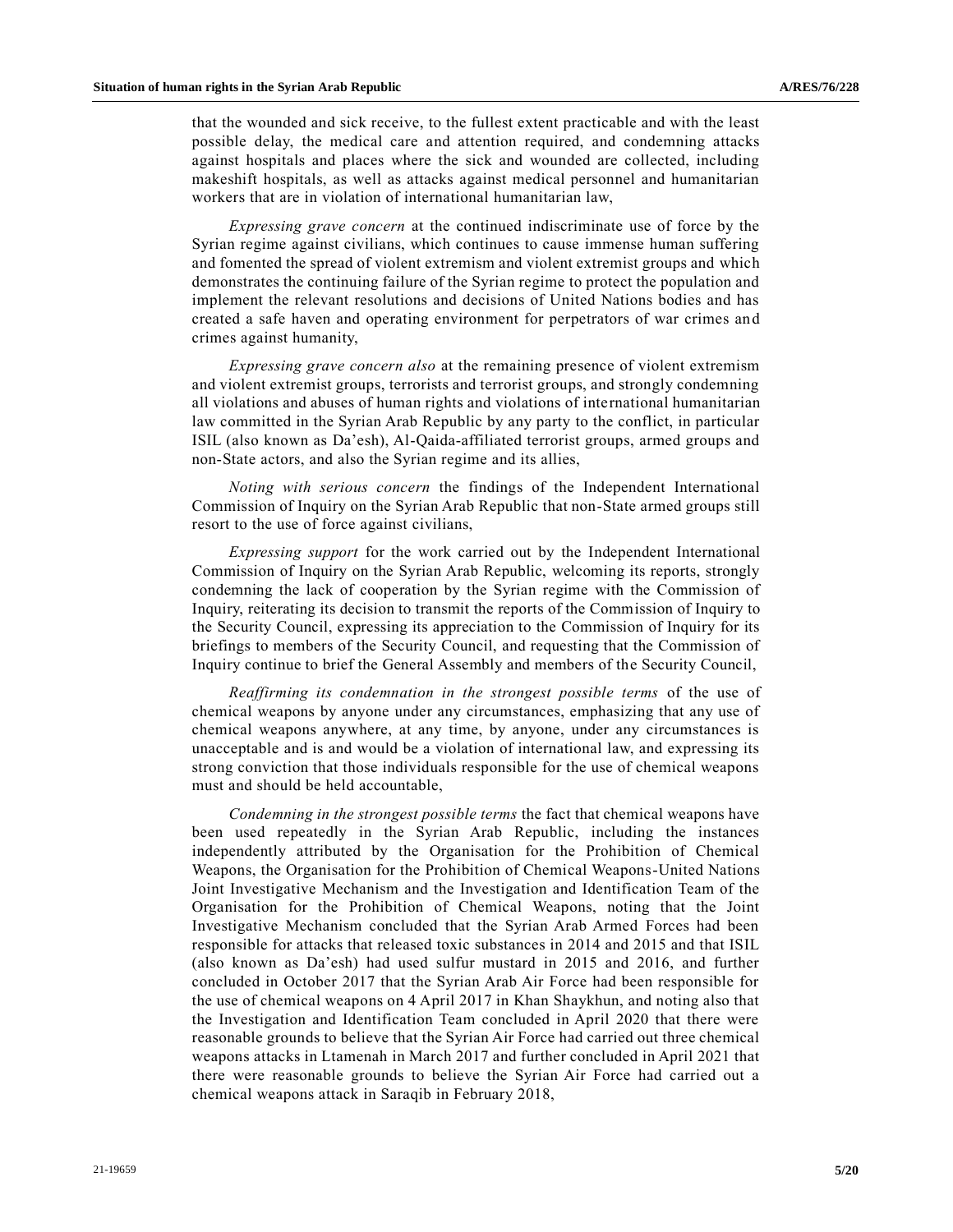that the wounded and sick receive, to the fullest extent practicable and with the least possible delay, the medical care and attention required, and condemning attacks against hospitals and places where the sick and wounded are collected, including makeshift hospitals, as well as attacks against medical personnel and humanitarian workers that are in violation of international humanitarian law,

*Expressing grave concern* at the continued indiscriminate use of force by the Syrian regime against civilians, which continues to cause immense human suffering and fomented the spread of violent extremism and violent extremist groups and which demonstrates the continuing failure of the Syrian regime to protect the population and implement the relevant resolutions and decisions of United Nations bodies and has created a safe haven and operating environment for perpetrators of war crimes and crimes against humanity,

*Expressing grave concern also* at the remaining presence of violent extremism and violent extremist groups, terrorists and terrorist groups, and strongly condemning all violations and abuses of human rights and violations of international humanitarian law committed in the Syrian Arab Republic by any party to the conflict, in particular ISIL (also known as Da'esh), Al-Qaida-affiliated terrorist groups, armed groups and non-State actors, and also the Syrian regime and its allies,

*Noting with serious concern* the findings of the Independent International Commission of Inquiry on the Syrian Arab Republic that non-State armed groups still resort to the use of force against civilians,

*Expressing support* for the work carried out by the Independent International Commission of Inquiry on the Syrian Arab Republic, welcoming its reports, strongly condemning the lack of cooperation by the Syrian regime with the Commission of Inquiry, reiterating its decision to transmit the reports of the Commission of Inquiry to the Security Council, expressing its appreciation to the Commission of Inquiry for its briefings to members of the Security Council, and requesting that the Commission of Inquiry continue to brief the General Assembly and members of the Security Council,

*Reaffirming its condemnation in the strongest possible terms* of the use of chemical weapons by anyone under any circumstances, emphasizing that any use of chemical weapons anywhere, at any time, by anyone, under any circumstances is unacceptable and is and would be a violation of international law, and expressing its strong conviction that those individuals responsible for the use of chemical weapons must and should be held accountable,

*Condemning in the strongest possible terms* the fact that chemical weapons have been used repeatedly in the Syrian Arab Republic, including the instances independently attributed by the Organisation for the Prohibition of Chemical Weapons, the Organisation for the Prohibition of Chemical Weapons-United Nations Joint Investigative Mechanism and the Investigation and Identification Team of the Organisation for the Prohibition of Chemical Weapons, noting that the Joint Investigative Mechanism concluded that the Syrian Arab Armed Forces had been responsible for attacks that released toxic substances in 2014 and 2015 and that ISIL (also known as Da'esh) had used sulfur mustard in 2015 and 2016, and further concluded in October 2017 that the Syrian Arab Air Force had been responsible for the use of chemical weapons on 4 April 2017 in Khan Shaykhun, and noting also that the Investigation and Identification Team concluded in April 2020 that there were reasonable grounds to believe that the Syrian Air Force had carried out three chemical weapons attacks in Ltamenah in March 2017 and further concluded in April 2021 that there were reasonable grounds to believe the Syrian Air Force had carried out a chemical weapons attack in Saraqib in February 2018,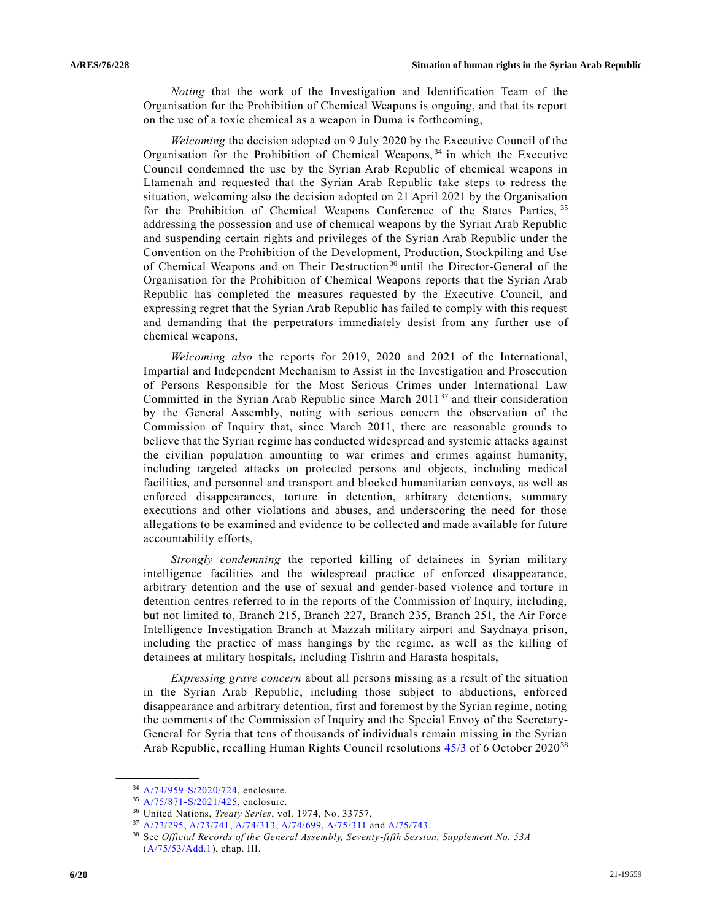*Noting* that the work of the Investigation and Identification Team of the Organisation for the Prohibition of Chemical Weapons is ongoing, and that its report on the use of a toxic chemical as a weapon in Duma is forthcoming,

*Welcoming* the decision adopted on 9 July 2020 by the Executive Council of the Organisation for the Prohibition of Chemical Weapons,[34] in which the Executive Council condemned the use by the Syrian Arab Republic of chemical weapons in Ltamenah and requested that the Syrian Arab Republic take steps to redress the situation, welcoming also the decision adopted on 21 April 2021 by the Organisation for the Prohibition of Chemical Weapons Conference of the States Parties,[35] addressing the possession and use of chemical weapons by the Syrian Arab Republic and suspending certain rights and privileges of the Syrian Arab Republic under the Convention on the Prohibition of the Development, Production, Stockpiling and Use of Chemical Weapons and on Their Destruction[36] until the Director-General of the Organisation for the Prohibition of Chemical Weapons reports that the Syrian Arab Republic has completed the measures requested by the Executive Council, and expressing regret that the Syrian Arab Republic has failed to comply with this request and demanding that the perpetrators immediately desist from any further use of chemical weapons,

*Welcoming also* the reports for 2019, 2020 and 2021 of the International, Impartial and Independent Mechanism to Assist in the Investigation and Prosecution of Persons Responsible for the Most Serious Crimes under International Law Committed in the Syrian Arab Republic since March 2011[37] and their consideration by the General Assembly, noting with serious concern the observation of the Commission of Inquiry that, since March 2011, there are reasonable grounds to believe that the Syrian regime has conducted widespread and systemic attacks against the civilian population amounting to war crimes and crimes against humanity, including targeted attacks on protected persons and objects, including medical facilities, and personnel and transport and blocked humanitarian convoys, as well as enforced disappearances, torture in detention, arbitrary detentions, summary executions and other violations and abuses, and underscoring the need for those allegations to be examined and evidence to be collected and made available for future accountability efforts,

*Strongly condemning* the reported killing of detainees in Syrian military intelligence facilities and the widespread practice of enforced disappearance, arbitrary detention and the use of sexual and gender-based violence and torture in detention centres referred to in the reports of the Commission of Inquiry, including, but not limited to, Branch 215, Branch 227, Branch 235, Branch 251, the Air Force Intelligence Investigation Branch at Mazzah military airport and Saydnaya prison, including the practice of mass hangings by the regime, as well as the killing of detainees at military hospitals, including Tishrin and Harasta hospitals,

*Expressing grave concern* about all persons missing as a result of the situation in the Syrian Arab Republic, including those subject to abductions, enforced disappearance and arbitrary detention, first and foremost by the Syrian regime, noting the comments of the Commission of Inquiry and the Special Envoy of the Secretary-General for Syria that tens of thousands of individuals remain missing in the Syrian Arab Republic, recalling Human Rights Council resolutions 45/3 of 6 October 2020[38]

---

[34] A/74/959-S/2020/724, enclosure.

[35] A/75/871-S/2021/425, enclosure.

[36] United Nations, *Treaty Series*, vol. 1974, No. 33757.

[37] A/73/295, A/73/741, A/74/313, A/74/699, A/75/311 and A/75/743.

[38] See *Official Records of the General Assembly, Seventy-fifth Session, Supplement No. 53A* (A/75/53/Add.1), chap. III.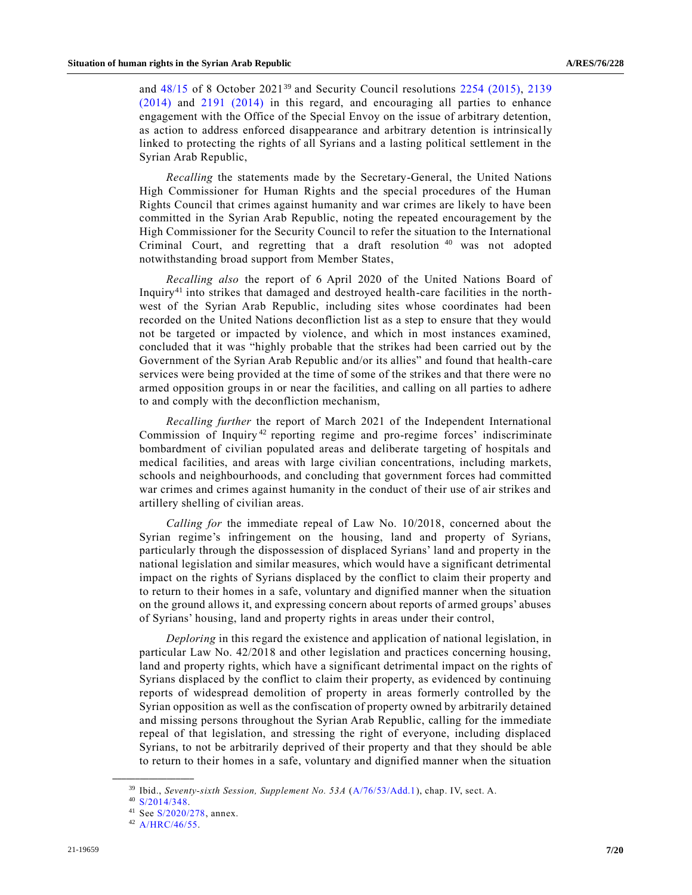and 48/15 of 8 October 2021[39] and Security Council resolutions 2254 (2015), 2139 (2014) and 2191 (2014) in this regard, and encouraging all parties to enhance engagement with the Office of the Special Envoy on the issue of arbitrary detention, as action to address enforced disappearance and arbitrary detention is intrinsically linked to protecting the rights of all Syrians and a lasting political settlement in the Syrian Arab Republic,

*Recalling* the statements made by the Secretary-General, the United Nations High Commissioner for Human Rights and the special procedures of the Human Rights Council that crimes against humanity and war crimes are likely to have been committed in the Syrian Arab Republic, noting the repeated encouragement by the High Commissioner for the Security Council to refer the situation to the International Criminal Court, and regretting that a draft resolution[40] was not adopted notwithstanding broad support from Member States,

*Recalling also* the report of 6 April 2020 of the United Nations Board of Inquiry[41] into strikes that damaged and destroyed health-care facilities in the north-west of the Syrian Arab Republic, including sites whose coordinates had been recorded on the United Nations deconfliction list as a step to ensure that they would not be targeted or impacted by violence, and which in most instances examined, concluded that it was "highly probable that the strikes had been carried out by the Government of the Syrian Arab Republic and/or its allies" and found that health-care services were being provided at the time of some of the strikes and that there were no armed opposition groups in or near the facilities, and calling on all parties to adhere to and comply with the deconfliction mechanism,

*Recalling further* the report of March 2021 of the Independent International Commission of Inquiry[42] reporting regime and pro-regime forces' indiscriminate bombardment of civilian populated areas and deliberate targeting of hospitals and medical facilities, and areas with large civilian concentrations, including markets, schools and neighbourhoods, and concluding that government forces had committed war crimes and crimes against humanity in the conduct of their use of air strikes and artillery shelling of civilian areas.

*Calling for* the immediate repeal of Law No. 10/2018, concerned about the Syrian regime's infringement on the housing, land and property of Syrians, particularly through the dispossession of displaced Syrians' land and property in the national legislation and similar measures, which would have a significant detrimental impact on the rights of Syrians displaced by the conflict to claim their property and to return to their homes in a safe, voluntary and dignified manner when the situation on the ground allows it, and expressing concern about reports of armed groups' abuses of Syrians' housing, land and property rights in areas under their control,

*Deploring* in this regard the existence and application of national legislation, in particular Law No. 42/2018 and other legislation and practices concerning housing, land and property rights, which have a significant detrimental impact on the rights of Syrians displaced by the conflict to claim their property, as evidenced by continuing reports of widespread demolition of property in areas formerly controlled by the Syrian opposition as well as the confiscation of property owned by arbitrarily detained and missing persons throughout the Syrian Arab Republic, calling for the immediate repeal of that legislation, and stressing the right of everyone, including displaced Syrians, to not be arbitrarily deprived of their property and that they should be able to return to their homes in a safe, voluntary and dignified manner when the situation

---

[39] Ibid., *Seventy-sixth Session, Supplement No. 53A* (A/76/53/Add.1), chap. IV, sect. A.

[40] S/2014/348.

[41] See S/2020/278, annex.

[42] A/HRC/46/55.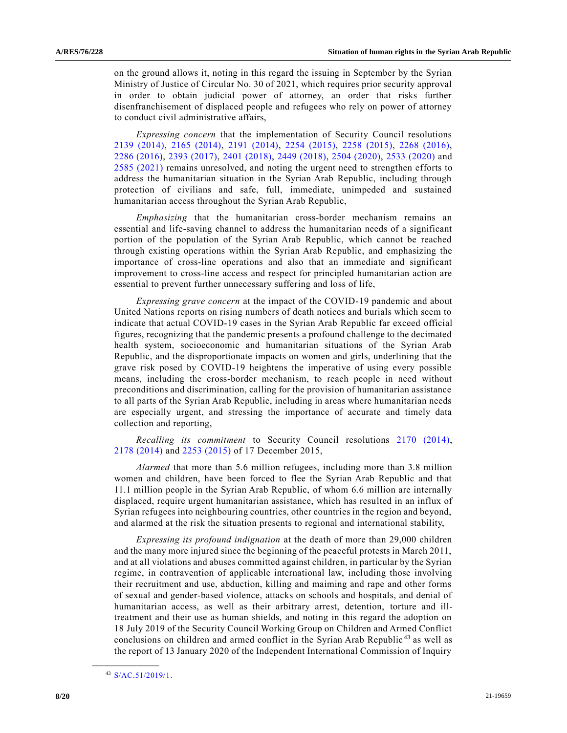on the ground allows it, noting in this regard the issuing in September by the Syrian Ministry of Justice of Circular No. 30 of 2021, which requires prior security approval in order to obtain judicial power of attorney, an order that risks further disenfranchisement of displaced people and refugees who rely on power of attorney to conduct civil administrative affairs,

*Expressing concern* that the implementation of Security Council resolutions 2139 (2014), 2165 (2014), 2191 (2014), 2254 (2015), 2258 (2015), 2268 (2016), 2286 (2016), 2393 (2017), 2401 (2018), 2449 (2018), 2504 (2020), 2533 (2020) and 2585 (2021) remains unresolved, and noting the urgent need to strengthen efforts to address the humanitarian situation in the Syrian Arab Republic, including through protection of civilians and safe, full, immediate, unimpeded and sustained humanitarian access throughout the Syrian Arab Republic,

*Emphasizing* that the humanitarian cross-border mechanism remains an essential and life-saving channel to address the humanitarian needs of a significant portion of the population of the Syrian Arab Republic, which cannot be reached through existing operations within the Syrian Arab Republic, and emphasizing the importance of cross-line operations and also that an immediate and significant improvement to cross-line access and respect for principled humanitarian action are essential to prevent further unnecessary suffering and loss of life,

*Expressing grave concern* at the impact of the COVID-19 pandemic and about United Nations reports on rising numbers of death notices and burials which seem to indicate that actual COVID-19 cases in the Syrian Arab Republic far exceed official figures, recognizing that the pandemic presents a profound challenge to the decimated health system, socioeconomic and humanitarian situations of the Syrian Arab Republic, and the disproportionate impacts on women and girls, underlining that the grave risk posed by COVID-19 heightens the imperative of using every possible means, including the cross-border mechanism, to reach people in need without preconditions and discrimination, calling for the provision of humanitarian assistance to all parts of the Syrian Arab Republic, including in areas where humanitarian needs are especially urgent, and stressing the importance of accurate and timely data collection and reporting,

*Recalling its commitment* to Security Council resolutions 2170 (2014), 2178 (2014) and 2253 (2015) of 17 December 2015,

*Alarmed* that more than 5.6 million refugees, including more than 3.8 million women and children, have been forced to flee the Syrian Arab Republic and that 11.1 million people in the Syrian Arab Republic, of whom 6.6 million are internally displaced, require urgent humanitarian assistance, which has resulted in an influx of Syrian refugees into neighbouring countries, other countries in the region and beyond, and alarmed at the risk the situation presents to regional and international stability,

*Expressing its profound indignation* at the death of more than 29,000 children and the many more injured since the beginning of the peaceful protests in March 2011, and at all violations and abuses committed against children, in particular by the Syrian regime, in contravention of applicable international law, including those involving their recruitment and use, abduction, killing and maiming and rape and other forms of sexual and gender-based violence, attacks on schools and hospitals, and denial of humanitarian access, as well as their arbitrary arrest, detention, torture and ill-treatment and their use as human shields, and noting in this regard the adoption on 18 July 2019 of the Security Council Working Group on Children and Armed Conflict conclusions on children and armed conflict in the Syrian Arab Republic[43] as well as the report of 13 January 2020 of the Independent International Commission of Inquiry

---

[43] S/AC.51/2019/1.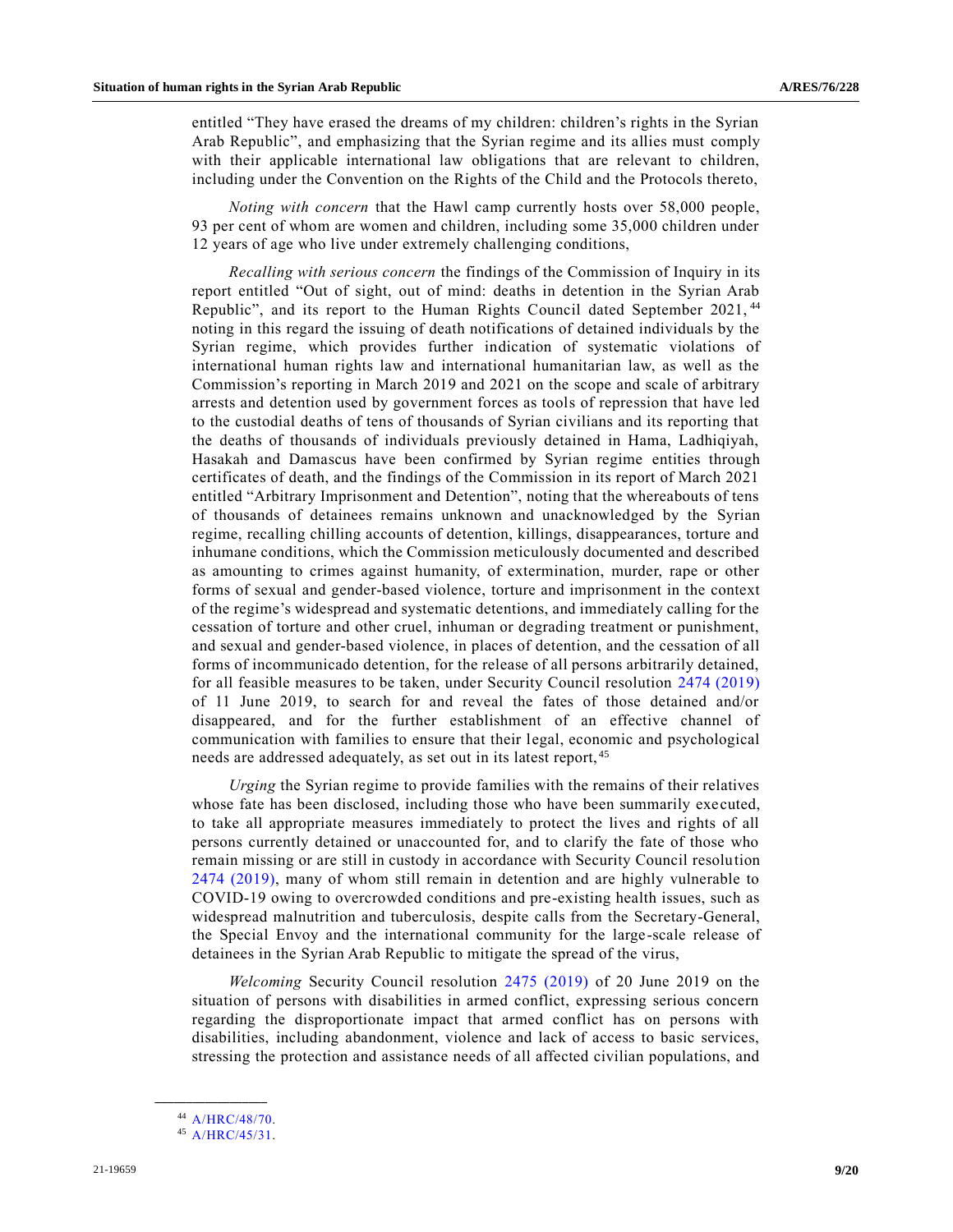entitled "They have erased the dreams of my children: children's rights in the Syrian Arab Republic", and emphasizing that the Syrian regime and its allies must comply with their applicable international law obligations that are relevant to children, including under the Convention on the Rights of the Child and the Protocols thereto,

*Noting with concern* that the Hawl camp currently hosts over 58,000 people, 93 per cent of whom are women and children, including some 35,000 children under 12 years of age who live under extremely challenging conditions,

*Recalling with serious concern* the findings of the Commission of Inquiry in its report entitled "Out of sight, out of mind: deaths in detention in the Syrian Arab Republic", and its report to the Human Rights Council dated September 2021,[44] noting in this regard the issuing of death notifications of detained individuals by the Syrian regime, which provides further indication of systematic violations of international human rights law and international humanitarian law, as well as the Commission's reporting in March 2019 and 2021 on the scope and scale of arbitrary arrests and detention used by government forces as tools of repression that have led to the custodial deaths of tens of thousands of Syrian civilians and its reporting that the deaths of thousands of individuals previously detained in Hama, Ladhiqiyah, Hasakah and Damascus have been confirmed by Syrian regime entities through certificates of death, and the findings of the Commission in its report of March 2021 entitled "Arbitrary Imprisonment and Detention", noting that the whereabouts of tens of thousands of detainees remains unknown and unacknowledged by the Syrian regime, recalling chilling accounts of detention, killings, disappearances, torture and inhumane conditions, which the Commission meticulously documented and described as amounting to crimes against humanity, of extermination, murder, rape or other forms of sexual and gender-based violence, torture and imprisonment in the context of the regime's widespread and systematic detentions, and immediately calling for the cessation of torture and other cruel, inhuman or degrading treatment or punishment, and sexual and gender-based violence, in places of detention, and the cessation of all forms of incommunicado detention, for the release of all persons arbitrarily detained, for all feasible measures to be taken, under Security Council resolution 2474 (2019) of 11 June 2019, to search for and reveal the fates of those detained and/or disappeared, and for the further establishment of an effective channel of communication with families to ensure that their legal, economic and psychological needs are addressed adequately, as set out in its latest report,[45]

*Urging* the Syrian regime to provide families with the remains of their relatives whose fate has been disclosed, including those who have been summarily executed, to take all appropriate measures immediately to protect the lives and rights of all persons currently detained or unaccounted for, and to clarify the fate of those who remain missing or are still in custody in accordance with Security Council resolution 2474 (2019), many of whom still remain in detention and are highly vulnerable to COVID-19 owing to overcrowded conditions and pre-existing health issues, such as widespread malnutrition and tuberculosis, despite calls from the Secretary-General, the Special Envoy and the international community for the large-scale release of detainees in the Syrian Arab Republic to mitigate the spread of the virus,

*Welcoming* Security Council resolution 2475 (2019) of 20 June 2019 on the situation of persons with disabilities in armed conflict, expressing serious concern regarding the disproportionate impact that armed conflict has on persons with disabilities, including abandonment, violence and lack of access to basic services, stressing the protection and assistance needs of all affected civilian populations, and

---

[44] A/HRC/48/70.

[45] A/HRC/45/31.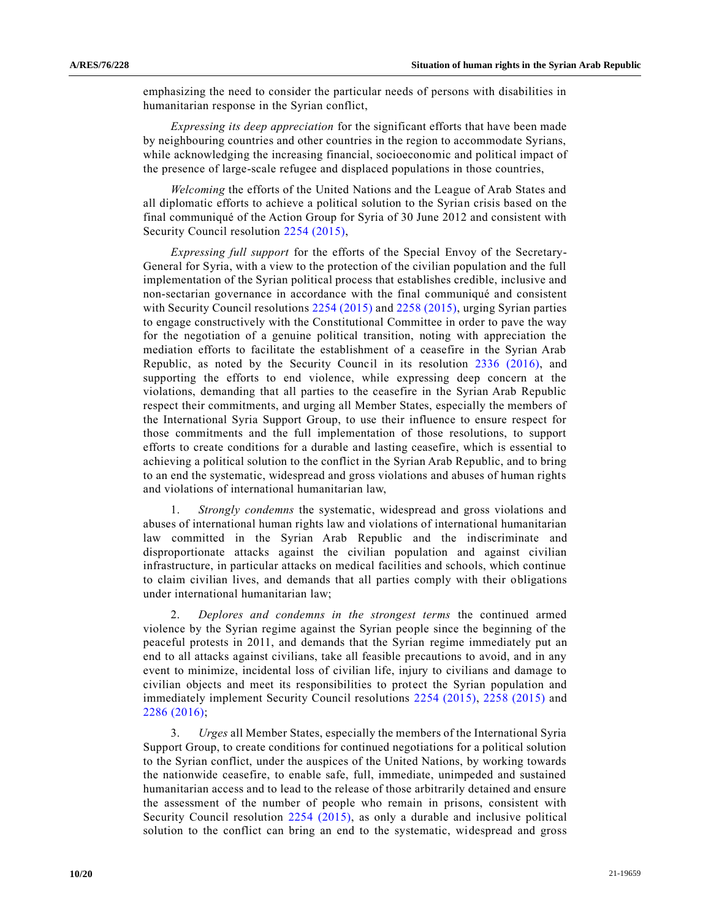emphasizing the need to consider the particular needs of persons with disabilities in humanitarian response in the Syrian conflict,

*Expressing its deep appreciation* for the significant efforts that have been made by neighbouring countries and other countries in the region to accommodate Syrians, while acknowledging the increasing financial, socioeconomic and political impact of the presence of large-scale refugee and displaced populations in those countries,

*Welcoming* the efforts of the United Nations and the League of Arab States and all diplomatic efforts to achieve a political solution to the Syrian crisis based on the final communiqué of the Action Group for Syria of 30 June 2012 and consistent with Security Council resolution 2254 (2015),

*Expressing full support* for the efforts of the Special Envoy of the Secretary-General for Syria, with a view to the protection of the civilian population and the full implementation of the Syrian political process that establishes credible, inclusive and non-sectarian governance in accordance with the final communiqué and consistent with Security Council resolutions 2254 (2015) and 2258 (2015), urging Syrian parties to engage constructively with the Constitutional Committee in order to pave the way for the negotiation of a genuine political transition, noting with appreciation the mediation efforts to facilitate the establishment of a ceasefire in the Syrian Arab Republic, as noted by the Security Council in its resolution 2336 (2016), and supporting the efforts to end violence, while expressing deep concern at the violations, demanding that all parties to the ceasefire in the Syrian Arab Republic respect their commitments, and urging all Member States, especially the members of the International Syria Support Group, to use their influence to ensure respect for those commitments and the full implementation of those resolutions, to support efforts to create conditions for a durable and lasting ceasefire, which is essential to achieving a political solution to the conflict in the Syrian Arab Republic, and to bring to an end the systematic, widespread and gross violations and abuses of human rights and violations of international humanitarian law,

1. *Strongly condemns* the systematic, widespread and gross violations and abuses of international human rights law and violations of international humanitarian law committed in the Syrian Arab Republic and the indiscriminate and disproportionate attacks against the civilian population and against civilian infrastructure, in particular attacks on medical facilities and schools, which continue to claim civilian lives, and demands that all parties comply with their obligations under international humanitarian law;

2. *Deplores and condemns in the strongest terms* the continued armed violence by the Syrian regime against the Syrian people since the beginning of the peaceful protests in 2011, and demands that the Syrian regime immediately put an end to all attacks against civilians, take all feasible precautions to avoid, and in any event to minimize, incidental loss of civilian life, injury to civilians and damage to civilian objects and meet its responsibilities to protect the Syrian population and immediately implement Security Council resolutions 2254 (2015), 2258 (2015) and 2286 (2016);

3. *Urges* all Member States, especially the members of the International Syria Support Group, to create conditions for continued negotiations for a political solution to the Syrian conflict, under the auspices of the United Nations, by working towards the nationwide ceasefire, to enable safe, full, immediate, unimpeded and sustained humanitarian access and to lead to the release of those arbitrarily detained and ensure the assessment of the number of people who remain in prisons, consistent with Security Council resolution 2254 (2015), as only a durable and inclusive political solution to the conflict can bring an end to the systematic, widespread and gross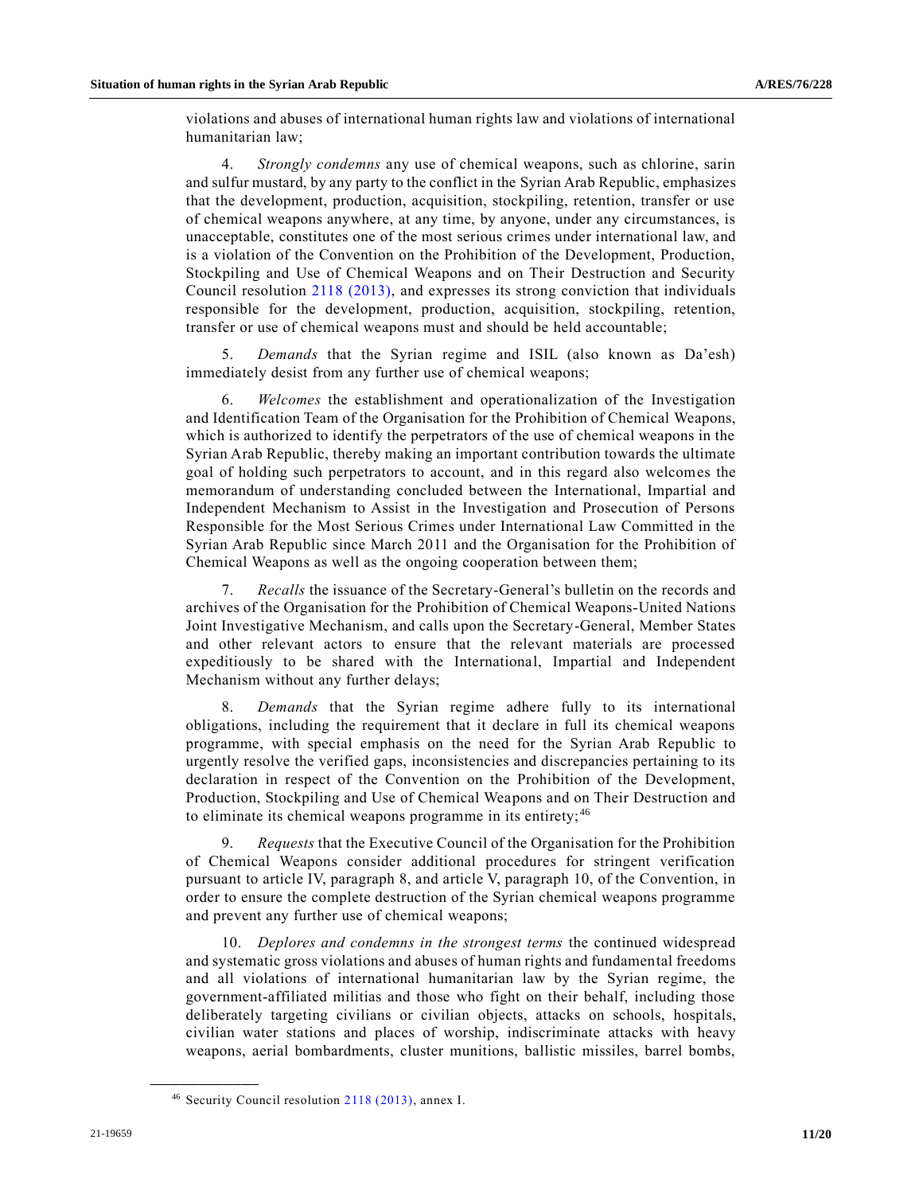violations and abuses of international human rights law and violations of international humanitarian law;

4. *Strongly condemns* any use of chemical weapons, such as chlorine, sarin and sulfur mustard, by any party to the conflict in the Syrian Arab Republic, emphasizes that the development, production, acquisition, stockpiling, retention, transfer or use of chemical weapons anywhere, at any time, by anyone, under any circumstances, is unacceptable, constitutes one of the most serious crimes under international law, and is a violation of the Convention on the Prohibition of the Development, Production, Stockpiling and Use of Chemical Weapons and on Their Destruction and Security Council resolution 2118 (2013), and expresses its strong conviction that individuals responsible for the development, production, acquisition, stockpiling, retention, transfer or use of chemical weapons must and should be held accountable;

5. *Demands* that the Syrian regime and ISIL (also known as Da'esh) immediately desist from any further use of chemical weapons;

6. *Welcomes* the establishment and operationalization of the Investigation and Identification Team of the Organisation for the Prohibition of Chemical Weapons, which is authorized to identify the perpetrators of the use of chemical weapons in the Syrian Arab Republic, thereby making an important contribution towards the ultimate goal of holding such perpetrators to account, and in this regard also welcomes the memorandum of understanding concluded between the International, Impartial and Independent Mechanism to Assist in the Investigation and Prosecution of Persons Responsible for the Most Serious Crimes under International Law Committed in the Syrian Arab Republic since March 2011 and the Organisation for the Prohibition of Chemical Weapons as well as the ongoing cooperation between them;

7. *Recalls* the issuance of the Secretary-General's bulletin on the records and archives of the Organisation for the Prohibition of Chemical Weapons-United Nations Joint Investigative Mechanism, and calls upon the Secretary-General, Member States and other relevant actors to ensure that the relevant materials are processed expeditiously to be shared with the International, Impartial and Independent Mechanism without any further delays;

8. *Demands* that the Syrian regime adhere fully to its international obligations, including the requirement that it declare in full its chemical weapons programme, with special emphasis on the need for the Syrian Arab Republic to urgently resolve the verified gaps, inconsistencies and discrepancies pertaining to its declaration in respect of the Convention on the Prohibition of the Development, Production, Stockpiling and Use of Chemical Weapons and on Their Destruction and to eliminate its chemical weapons programme in its entirety;[46]

9. *Requests* that the Executive Council of the Organisation for the Prohibition of Chemical Weapons consider additional procedures for stringent verification pursuant to article IV, paragraph 8, and article V, paragraph 10, of the Convention, in order to ensure the complete destruction of the Syrian chemical weapons programme and prevent any further use of chemical weapons;

10. *Deplores and condemns in the strongest terms* the continued widespread and systematic gross violations and abuses of human rights and fundamental freedoms and all violations of international humanitarian law by the Syrian regime, the government-affiliated militias and those who fight on their behalf, including those deliberately targeting civilians or civilian objects, attacks on schools, hospitals, civilian water stations and places of worship, indiscriminate attacks with heavy weapons, aerial bombardments, cluster munitions, ballistic missiles, barrel bombs,

---

[46] Security Council resolution 2118 (2013), annex I.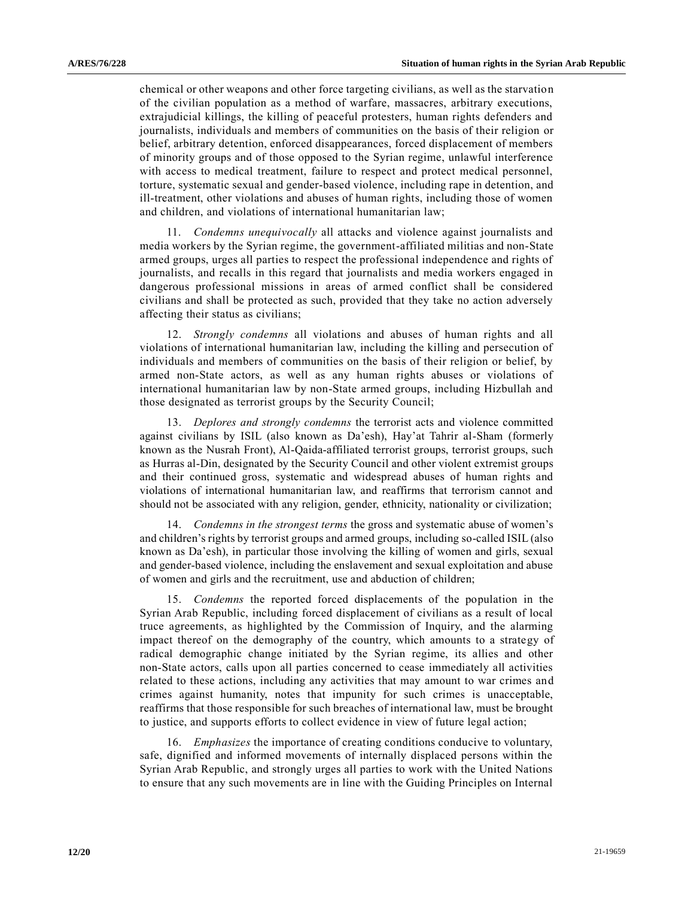chemical or other weapons and other force targeting civilians, as well as the starvation of the civilian population as a method of warfare, massacres, arbitrary executions, extrajudicial killings, the killing of peaceful protesters, human rights defenders and journalists, individuals and members of communities on the basis of their religion or belief, arbitrary detention, enforced disappearances, forced displacement of members of minority groups and of those opposed to the Syrian regime, unlawful interference with access to medical treatment, failure to respect and protect medical personnel, torture, systematic sexual and gender-based violence, including rape in detention, and ill-treatment, other violations and abuses of human rights, including those of women and children, and violations of international humanitarian law;

11. *Condemns unequivocally* all attacks and violence against journalists and media workers by the Syrian regime, the government-affiliated militias and non-State armed groups, urges all parties to respect the professional independence and rights of journalists, and recalls in this regard that journalists and media workers engaged in dangerous professional missions in areas of armed conflict shall be considered civilians and shall be protected as such, provided that they take no action adversely affecting their status as civilians;

12. *Strongly condemns* all violations and abuses of human rights and all violations of international humanitarian law, including the killing and persecution of individuals and members of communities on the basis of their religion or belief, by armed non-State actors, as well as any human rights abuses or violations of international humanitarian law by non-State armed groups, including Hizbullah and those designated as terrorist groups by the Security Council;

13. *Deplores and strongly condemns* the terrorist acts and violence committed against civilians by ISIL (also known as Da'esh), Hay'at Tahrir al-Sham (formerly known as the Nusrah Front), Al-Qaida-affiliated terrorist groups, terrorist groups, such as Hurras al-Din, designated by the Security Council and other violent extremist groups and their continued gross, systematic and widespread abuses of human rights and violations of international humanitarian law, and reaffirms that terrorism cannot and should not be associated with any religion, gender, ethnicity, nationality or civilization;

14. *Condemns in the strongest terms* the gross and systematic abuse of women's and children's rights by terrorist groups and armed groups, including so-called ISIL (also known as Da'esh), in particular those involving the killing of women and girls, sexual and gender-based violence, including the enslavement and sexual exploitation and abuse of women and girls and the recruitment, use and abduction of children;

15. *Condemns* the reported forced displacements of the population in the Syrian Arab Republic, including forced displacement of civilians as a result of local truce agreements, as highlighted by the Commission of Inquiry, and the alarming impact thereof on the demography of the country, which amounts to a strategy of radical demographic change initiated by the Syrian regime, its allies and other non-State actors, calls upon all parties concerned to cease immediately all activities related to these actions, including any activities that may amount to war crimes and crimes against humanity, notes that impunity for such crimes is unacceptable, reaffirms that those responsible for such breaches of international law, must be brought to justice, and supports efforts to collect evidence in view of future legal action;

16. *Emphasizes* the importance of creating conditions conducive to voluntary, safe, dignified and informed movements of internally displaced persons within the Syrian Arab Republic, and strongly urges all parties to work with the United Nations to ensure that any such movements are in line with the Guiding Principles on Internal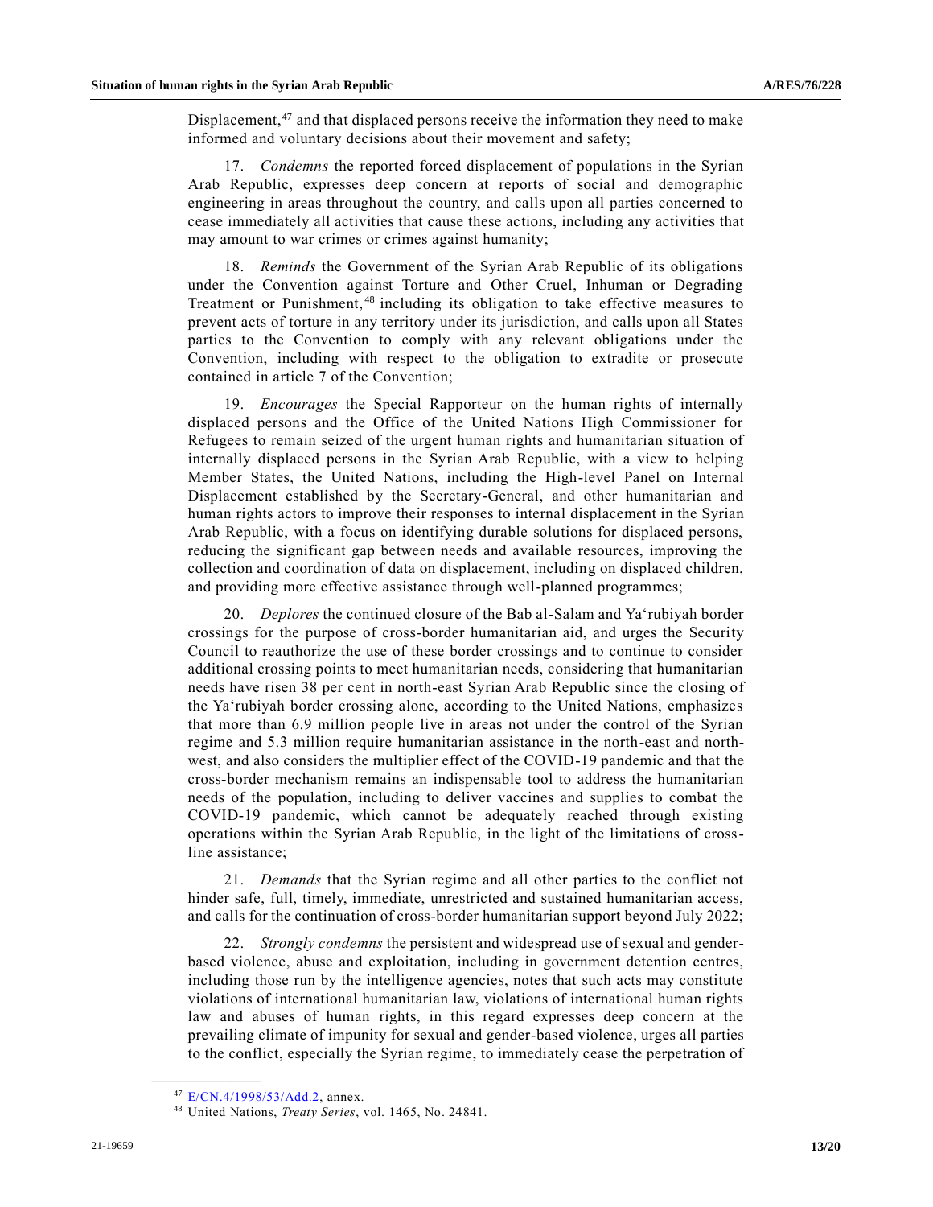Displacement,[47] and that displaced persons receive the information they need to make informed and voluntary decisions about their movement and safety;

17. *Condemns* the reported forced displacement of populations in the Syrian Arab Republic, expresses deep concern at reports of social and demographic engineering in areas throughout the country, and calls upon all parties concerned to cease immediately all activities that cause these actions, including any activities that may amount to war crimes or crimes against humanity;

18. *Reminds* the Government of the Syrian Arab Republic of its obligations under the Convention against Torture and Other Cruel, Inhuman or Degrading Treatment or Punishment,[48] including its obligation to take effective measures to prevent acts of torture in any territory under its jurisdiction, and calls upon all States parties to the Convention to comply with any relevant obligations under the Convention, including with respect to the obligation to extradite or prosecute contained in article 7 of the Convention;

19. *Encourages* the Special Rapporteur on the human rights of internally displaced persons and the Office of the United Nations High Commissioner for Refugees to remain seized of the urgent human rights and humanitarian situation of internally displaced persons in the Syrian Arab Republic, with a view to helping Member States, the United Nations, including the High-level Panel on Internal Displacement established by the Secretary-General, and other humanitarian and human rights actors to improve their responses to internal displacement in the Syrian Arab Republic, with a focus on identifying durable solutions for displaced persons, reducing the significant gap between needs and available resources, improving the collection and coordination of data on displacement, including on displaced children, and providing more effective assistance through well-planned programmes;

20. *Deplores* the continued closure of the Bab al-Salam and Ya'rubiyah border crossings for the purpose of cross-border humanitarian aid, and urges the Security Council to reauthorize the use of these border crossings and to continue to consider additional crossing points to meet humanitarian needs, considering that humanitarian needs have risen 38 per cent in north-east Syrian Arab Republic since the closing of the Ya'rubiyah border crossing alone, according to the United Nations, emphasizes that more than 6.9 million people live in areas not under the control of the Syrian regime and 5.3 million require humanitarian assistance in the north-east and north-west, and also considers the multiplier effect of the COVID-19 pandemic and that the cross-border mechanism remains an indispensable tool to address the humanitarian needs of the population, including to deliver vaccines and supplies to combat the COVID-19 pandemic, which cannot be adequately reached through existing operations within the Syrian Arab Republic, in the light of the limitations of cross-line assistance;

21. *Demands* that the Syrian regime and all other parties to the conflict not hinder safe, full, timely, immediate, unrestricted and sustained humanitarian access, and calls for the continuation of cross-border humanitarian support beyond July 2022;

22. *Strongly condemns* the persistent and widespread use of sexual and gender-based violence, abuse and exploitation, including in government detention centres, including those run by the intelligence agencies, notes that such acts may constitute violations of international humanitarian law, violations of international human rights law and abuses of human rights, in this regard expresses deep concern at the prevailing climate of impunity for sexual and gender-based violence, urges all parties to the conflict, especially the Syrian regime, to immediately cease the perpetration of

---

[47] E/CN.4/1998/53/Add.2, annex.

[48] United Nations, *Treaty Series*, vol. 1465, No. 24841.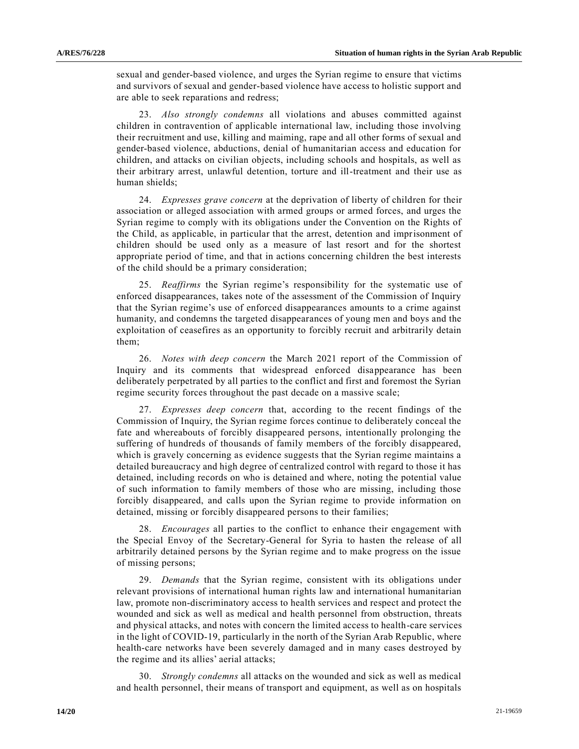sexual and gender-based violence, and urges the Syrian regime to ensure that victims and survivors of sexual and gender-based violence have access to holistic support and are able to seek reparations and redress;

23. *Also strongly condemns* all violations and abuses committed against children in contravention of applicable international law, including those involving their recruitment and use, killing and maiming, rape and all other forms of sexual and gender-based violence, abductions, denial of humanitarian access and education for children, and attacks on civilian objects, including schools and hospitals, as well as their arbitrary arrest, unlawful detention, torture and ill-treatment and their use as human shields;

24. *Expresses grave concern* at the deprivation of liberty of children for their association or alleged association with armed groups or armed forces, and urges the Syrian regime to comply with its obligations under the Convention on the Rights of the Child, as applicable, in particular that the arrest, detention and imprisonment of children should be used only as a measure of last resort and for the shortest appropriate period of time, and that in actions concerning children the best interests of the child should be a primary consideration;

25. *Reaffirms* the Syrian regime's responsibility for the systematic use of enforced disappearances, takes note of the assessment of the Commission of Inquiry that the Syrian regime's use of enforced disappearances amounts to a crime against humanity, and condemns the targeted disappearances of young men and boys and the exploitation of ceasefires as an opportunity to forcibly recruit and arbitrarily detain them;

26. *Notes with deep concern* the March 2021 report of the Commission of Inquiry and its comments that widespread enforced disappearance has been deliberately perpetrated by all parties to the conflict and first and foremost the Syrian regime security forces throughout the past decade on a massive scale;

27. *Expresses deep concern* that, according to the recent findings of the Commission of Inquiry, the Syrian regime forces continue to deliberately conceal the fate and whereabouts of forcibly disappeared persons, intentionally prolonging the suffering of hundreds of thousands of family members of the forcibly disappeared, which is gravely concerning as evidence suggests that the Syrian regime maintains a detailed bureaucracy and high degree of centralized control with regard to those it has detained, including records on who is detained and where, noting the potential value of such information to family members of those who are missing, including those forcibly disappeared, and calls upon the Syrian regime to provide information on detained, missing or forcibly disappeared persons to their families;

28. *Encourages* all parties to the conflict to enhance their engagement with the Special Envoy of the Secretary-General for Syria to hasten the release of all arbitrarily detained persons by the Syrian regime and to make progress on the issue of missing persons;

29. *Demands* that the Syrian regime, consistent with its obligations under relevant provisions of international human rights law and international humanitarian law, promote non-discriminatory access to health services and respect and protect the wounded and sick as well as medical and health personnel from obstruction, threats and physical attacks, and notes with concern the limited access to health-care services in the light of COVID-19, particularly in the north of the Syrian Arab Republic, where health-care networks have been severely damaged and in many cases destroyed by the regime and its allies' aerial attacks;

30. *Strongly condemns* all attacks on the wounded and sick as well as medical and health personnel, their means of transport and equipment, as well as on hospitals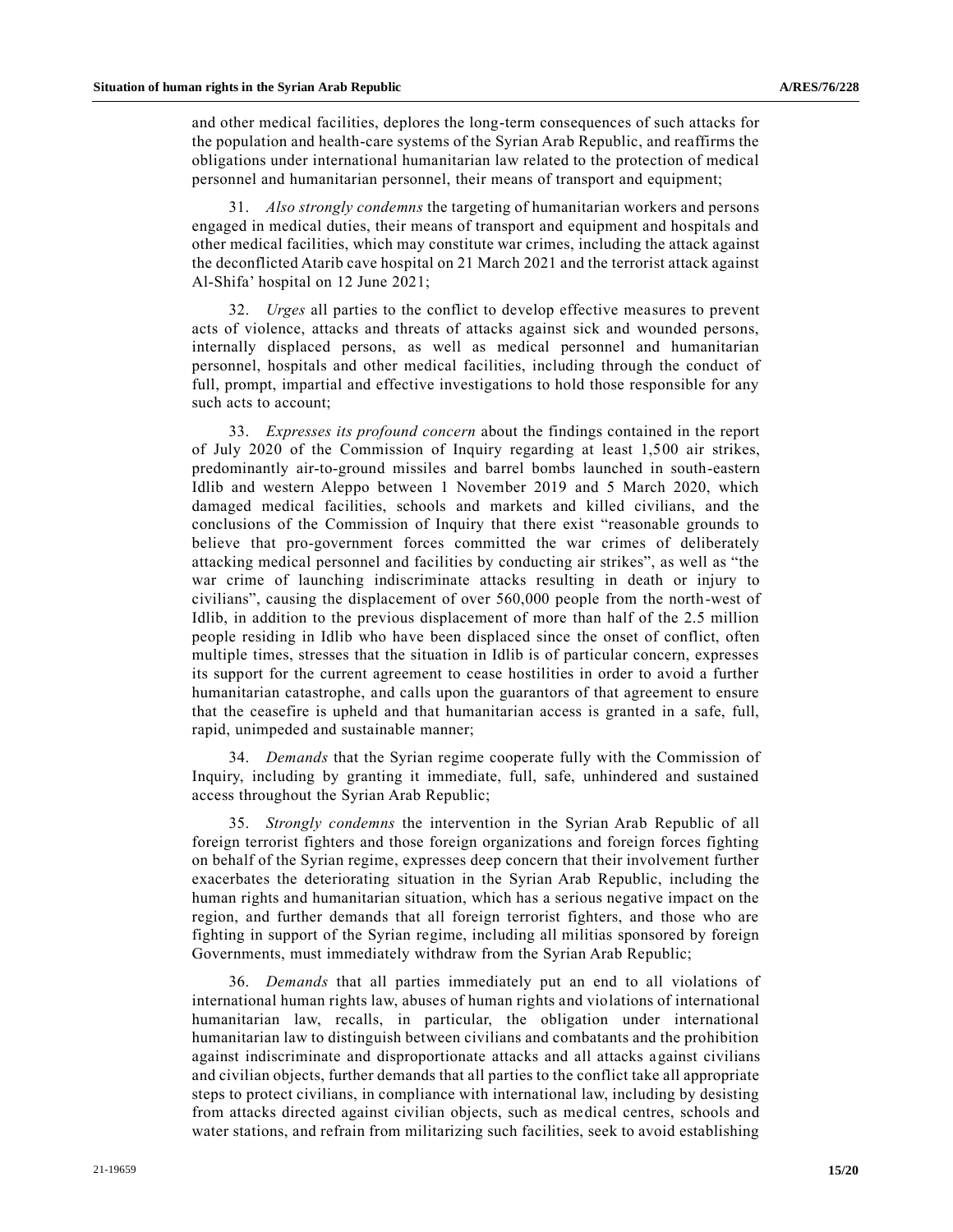and other medical facilities, deplores the long-term consequences of such attacks for the population and health-care systems of the Syrian Arab Republic, and reaffirms the obligations under international humanitarian law related to the protection of medical personnel and humanitarian personnel, their means of transport and equipment;

31. *Also strongly condemns* the targeting of humanitarian workers and persons engaged in medical duties, their means of transport and equipment and hospitals and other medical facilities, which may constitute war crimes, including the attack against the deconflicted Atarib cave hospital on 21 March 2021 and the terrorist attack against Al-Shifa' hospital on 12 June 2021;

32. *Urges* all parties to the conflict to develop effective measures to prevent acts of violence, attacks and threats of attacks against sick and wounded persons, internally displaced persons, as well as medical personnel and humanitarian personnel, hospitals and other medical facilities, including through the conduct of full, prompt, impartial and effective investigations to hold those responsible for any such acts to account;

33. *Expresses its profound concern* about the findings contained in the report of July 2020 of the Commission of Inquiry regarding at least 1,500 air strikes, predominantly air-to-ground missiles and barrel bombs launched in south-eastern Idlib and western Aleppo between 1 November 2019 and 5 March 2020, which damaged medical facilities, schools and markets and killed civilians, and the conclusions of the Commission of Inquiry that there exist "reasonable grounds to believe that pro-government forces committed the war crimes of deliberately attacking medical personnel and facilities by conducting air strikes", as well as "the war crime of launching indiscriminate attacks resulting in death or injury to civilians", causing the displacement of over 560,000 people from the north-west of Idlib, in addition to the previous displacement of more than half of the 2.5 million people residing in Idlib who have been displaced since the onset of conflict, often multiple times, stresses that the situation in Idlib is of particular concern, expresses its support for the current agreement to cease hostilities in order to avoid a further humanitarian catastrophe, and calls upon the guarantors of that agreement to ensure that the ceasefire is upheld and that humanitarian access is granted in a safe, full, rapid, unimpeded and sustainable manner;

34. *Demands* that the Syrian regime cooperate fully with the Commission of Inquiry, including by granting it immediate, full, safe, unhindered and sustained access throughout the Syrian Arab Republic;

35. *Strongly condemns* the intervention in the Syrian Arab Republic of all foreign terrorist fighters and those foreign organizations and foreign forces fighting on behalf of the Syrian regime, expresses deep concern that their involvement further exacerbates the deteriorating situation in the Syrian Arab Republic, including the human rights and humanitarian situation, which has a serious negative impact on the region, and further demands that all foreign terrorist fighters, and those who are fighting in support of the Syrian regime, including all militias sponsored by foreign Governments, must immediately withdraw from the Syrian Arab Republic;

36. *Demands* that all parties immediately put an end to all violations of international human rights law, abuses of human rights and violations of international humanitarian law, recalls, in particular, the obligation under international humanitarian law to distinguish between civilians and combatants and the prohibition against indiscriminate and disproportionate attacks and all attacks against civilians and civilian objects, further demands that all parties to the conflict take all appropriate steps to protect civilians, in compliance with international law, including by desisting from attacks directed against civilian objects, such as medical centres, schools and water stations, and refrain from militarizing such facilities, seek to avoid establishing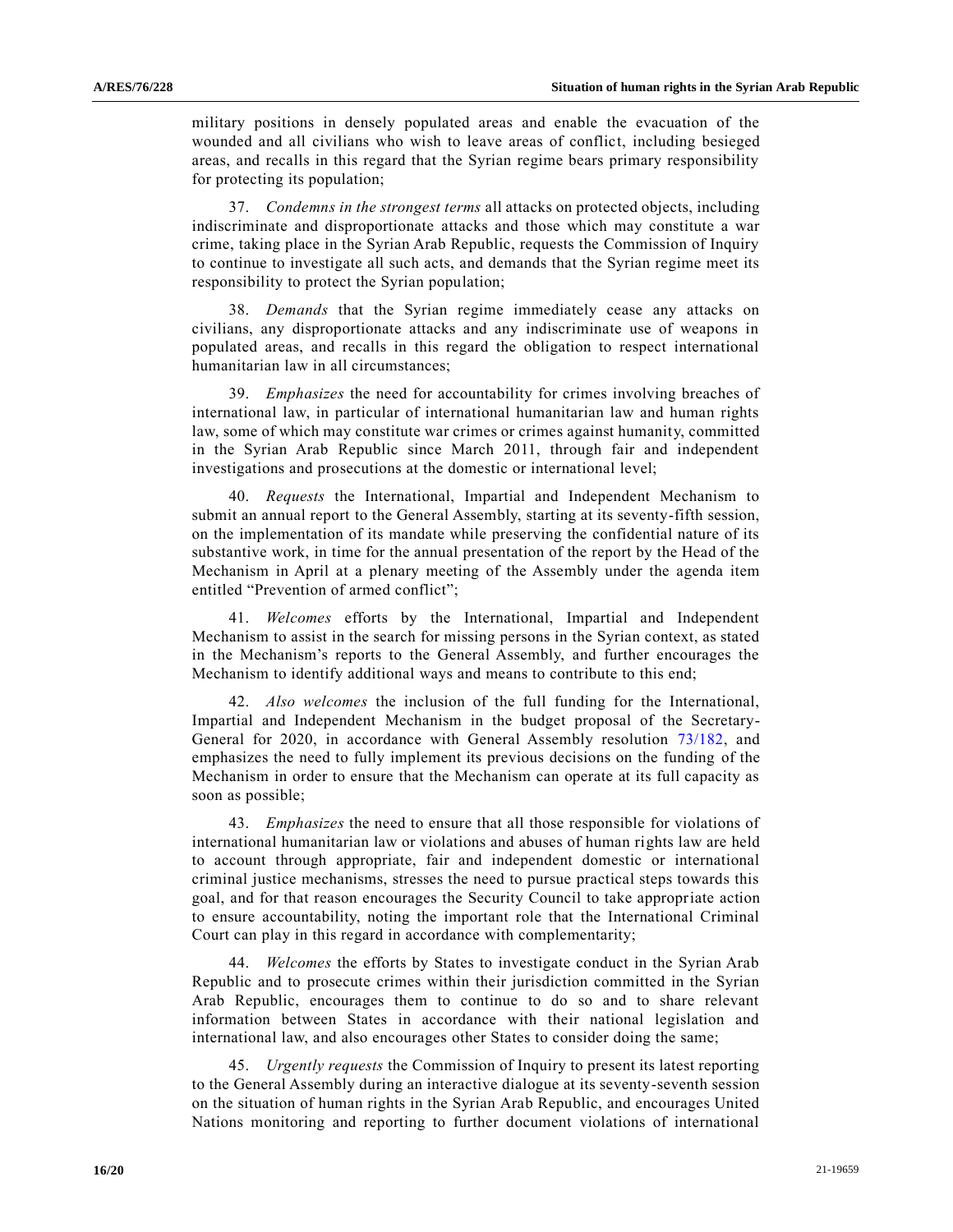military positions in densely populated areas and enable the evacuation of the wounded and all civilians who wish to leave areas of conflict, including besieged areas, and recalls in this regard that the Syrian regime bears primary responsibility for protecting its population;

37. *Condemns in the strongest terms* all attacks on protected objects, including indiscriminate and disproportionate attacks and those which may constitute a war crime, taking place in the Syrian Arab Republic, requests the Commission of Inquiry to continue to investigate all such acts, and demands that the Syrian regime meet its responsibility to protect the Syrian population;

38. *Demands* that the Syrian regime immediately cease any attacks on civilians, any disproportionate attacks and any indiscriminate use of weapons in populated areas, and recalls in this regard the obligation to respect international humanitarian law in all circumstances;

39. *Emphasizes* the need for accountability for crimes involving breaches of international law, in particular of international humanitarian law and human rights law, some of which may constitute war crimes or crimes against humanity, committed in the Syrian Arab Republic since March 2011, through fair and independent investigations and prosecutions at the domestic or international level;

40. *Requests* the International, Impartial and Independent Mechanism to submit an annual report to the General Assembly, starting at its seventy-fifth session, on the implementation of its mandate while preserving the confidential nature of its substantive work, in time for the annual presentation of the report by the Head of the Mechanism in April at a plenary meeting of the Assembly under the agenda item entitled "Prevention of armed conflict";

41. *Welcomes* efforts by the International, Impartial and Independent Mechanism to assist in the search for missing persons in the Syrian context, as stated in the Mechanism's reports to the General Assembly, and further encourages the Mechanism to identify additional ways and means to contribute to this end;

42. *Also welcomes* the inclusion of the full funding for the International, Impartial and Independent Mechanism in the budget proposal of the Secretary-General for 2020, in accordance with General Assembly resolution 73/182, and emphasizes the need to fully implement its previous decisions on the funding of the Mechanism in order to ensure that the Mechanism can operate at its full capacity as soon as possible;

43. *Emphasizes* the need to ensure that all those responsible for violations of international humanitarian law or violations and abuses of human rights law are held to account through appropriate, fair and independent domestic or international criminal justice mechanisms, stresses the need to pursue practical steps towards this goal, and for that reason encourages the Security Council to take appropriate action to ensure accountability, noting the important role that the International Criminal Court can play in this regard in accordance with complementarity;

44. *Welcomes* the efforts by States to investigate conduct in the Syrian Arab Republic and to prosecute crimes within their jurisdiction committed in the Syrian Arab Republic, encourages them to continue to do so and to share relevant information between States in accordance with their national legislation and international law, and also encourages other States to consider doing the same;

45. *Urgently requests* the Commission of Inquiry to present its latest reporting to the General Assembly during an interactive dialogue at its seventy-seventh session on the situation of human rights in the Syrian Arab Republic, and encourages United Nations monitoring and reporting to further document violations of international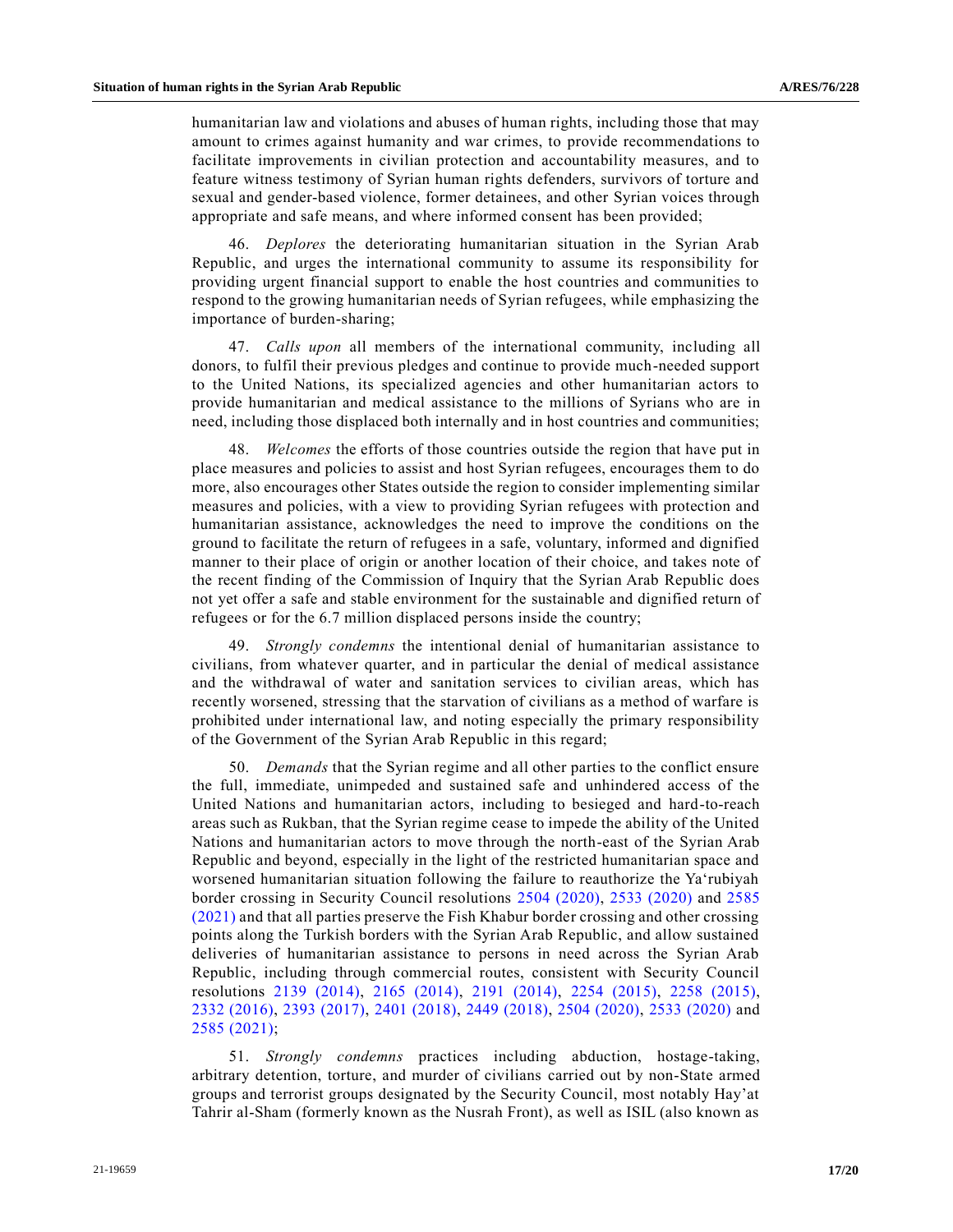humanitarian law and violations and abuses of human rights, including those that may amount to crimes against humanity and war crimes, to provide recommendations to facilitate improvements in civilian protection and accountability measures, and to feature witness testimony of Syrian human rights defenders, survivors of torture and sexual and gender-based violence, former detainees, and other Syrian voices through appropriate and safe means, and where informed consent has been provided;

46. *Deplores* the deteriorating humanitarian situation in the Syrian Arab Republic, and urges the international community to assume its responsibility for providing urgent financial support to enable the host countries and communities to respond to the growing humanitarian needs of Syrian refugees, while emphasizing the importance of burden-sharing;

47. *Calls upon* all members of the international community, including all donors, to fulfil their previous pledges and continue to provide much-needed support to the United Nations, its specialized agencies and other humanitarian actors to provide humanitarian and medical assistance to the millions of Syrians who are in need, including those displaced both internally and in host countries and communities;

48. *Welcomes* the efforts of those countries outside the region that have put in place measures and policies to assist and host Syrian refugees, encourages them to do more, also encourages other States outside the region to consider implementing similar measures and policies, with a view to providing Syrian refugees with protection and humanitarian assistance, acknowledges the need to improve the conditions on the ground to facilitate the return of refugees in a safe, voluntary, informed and dignified manner to their place of origin or another location of their choice, and takes note of the recent finding of the Commission of Inquiry that the Syrian Arab Republic does not yet offer a safe and stable environment for the sustainable and dignified return of refugees or for the 6.7 million displaced persons inside the country;

49. *Strongly condemns* the intentional denial of humanitarian assistance to civilians, from whatever quarter, and in particular the denial of medical assistance and the withdrawal of water and sanitation services to civilian areas, which has recently worsened, stressing that the starvation of civilians as a method of warfare is prohibited under international law, and noting especially the primary responsibility of the Government of the Syrian Arab Republic in this regard;

50. *Demands* that the Syrian regime and all other parties to the conflict ensure the full, immediate, unimpeded and sustained safe and unhindered access of the United Nations and humanitarian actors, including to besieged and hard-to-reach areas such as Rukban, that the Syrian regime cease to impede the ability of the United Nations and humanitarian actors to move through the north-east of the Syrian Arab Republic and beyond, especially in the light of the restricted humanitarian space and worsened humanitarian situation following the failure to reauthorize the Ya'rubiyah border crossing in Security Council resolutions 2504 (2020), 2533 (2020) and 2585 (2021) and that all parties preserve the Fish Khabur border crossing and other crossing points along the Turkish borders with the Syrian Arab Republic, and allow sustained deliveries of humanitarian assistance to persons in need across the Syrian Arab Republic, including through commercial routes, consistent with Security Council resolutions 2139 (2014), 2165 (2014), 2191 (2014), 2254 (2015), 2258 (2015), 2332 (2016), 2393 (2017), 2401 (2018), 2449 (2018), 2504 (2020), 2533 (2020) and 2585 (2021);

51. *Strongly condemns* practices including abduction, hostage-taking, arbitrary detention, torture, and murder of civilians carried out by non-State armed groups and terrorist groups designated by the Security Council, most notably Hay'at Tahrir al-Sham (formerly known as the Nusrah Front), as well as ISIL (also known as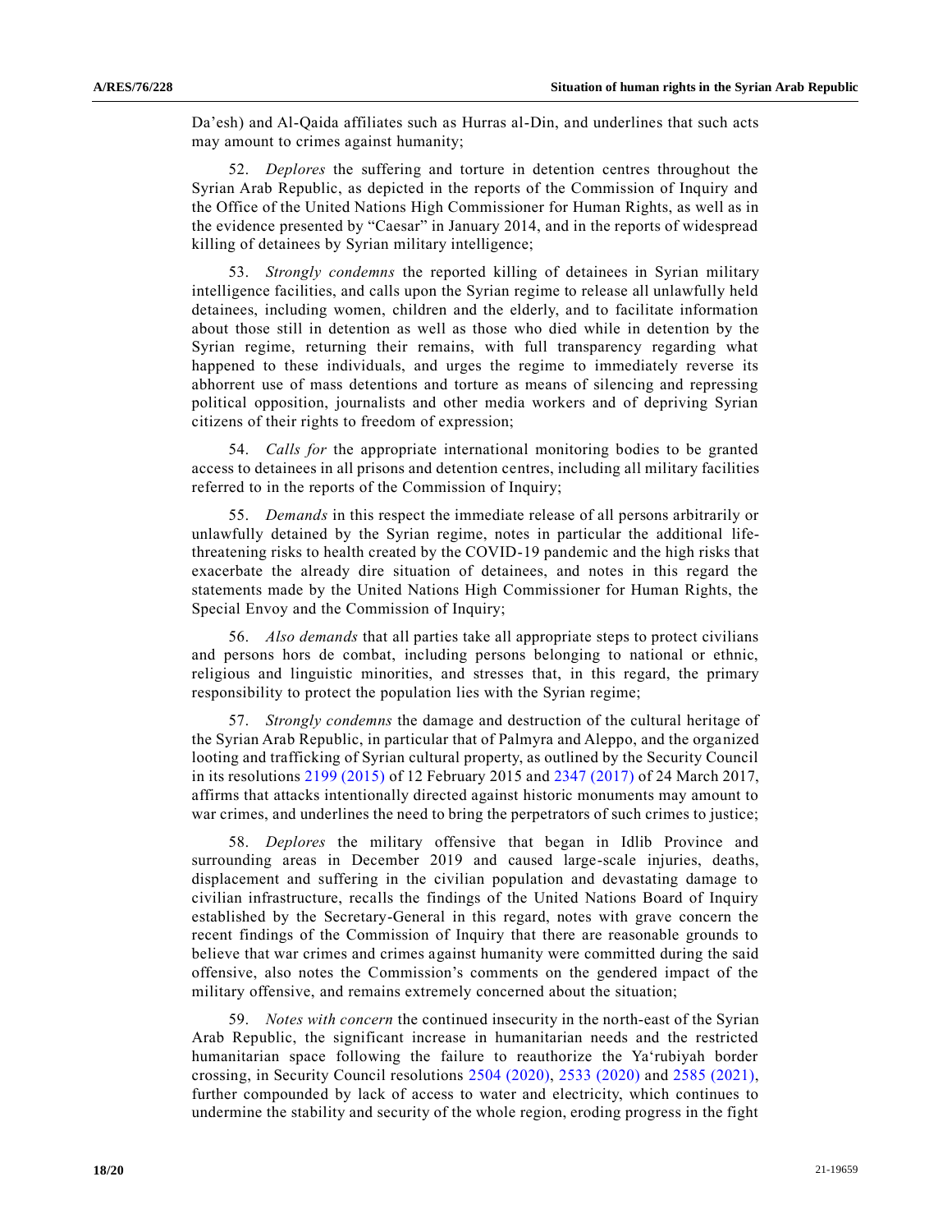Da'esh) and Al-Qaida affiliates such as Hurras al-Din, and underlines that such acts may amount to crimes against humanity;

52. *Deplores* the suffering and torture in detention centres throughout the Syrian Arab Republic, as depicted in the reports of the Commission of Inquiry and the Office of the United Nations High Commissioner for Human Rights, as well as in the evidence presented by "Caesar" in January 2014, and in the reports of widespread killing of detainees by Syrian military intelligence;

53. *Strongly condemns* the reported killing of detainees in Syrian military intelligence facilities, and calls upon the Syrian regime to release all unlawfully held detainees, including women, children and the elderly, and to facilitate information about those still in detention as well as those who died while in detention by the Syrian regime, returning their remains, with full transparency regarding what happened to these individuals, and urges the regime to immediately reverse its abhorrent use of mass detentions and torture as means of silencing and repressing political opposition, journalists and other media workers and of depriving Syrian citizens of their rights to freedom of expression;

54. *Calls for* the appropriate international monitoring bodies to be granted access to detainees in all prisons and detention centres, including all military facilities referred to in the reports of the Commission of Inquiry;

55. *Demands* in this respect the immediate release of all persons arbitrarily or unlawfully detained by the Syrian regime, notes in particular the additional life-threatening risks to health created by the COVID-19 pandemic and the high risks that exacerbate the already dire situation of detainees, and notes in this regard the statements made by the United Nations High Commissioner for Human Rights, the Special Envoy and the Commission of Inquiry;

56. *Also demands* that all parties take all appropriate steps to protect civilians and persons hors de combat, including persons belonging to national or ethnic, religious and linguistic minorities, and stresses that, in this regard, the primary responsibility to protect the population lies with the Syrian regime;

57. *Strongly condemns* the damage and destruction of the cultural heritage of the Syrian Arab Republic, in particular that of Palmyra and Aleppo, and the organized looting and trafficking of Syrian cultural property, as outlined by the Security Council in its resolutions 2199 (2015) of 12 February 2015 and 2347 (2017) of 24 March 2017, affirms that attacks intentionally directed against historic monuments may amount to war crimes, and underlines the need to bring the perpetrators of such crimes to justice;

58. *Deplores* the military offensive that began in Idlib Province and surrounding areas in December 2019 and caused large-scale injuries, deaths, displacement and suffering in the civilian population and devastating damage to civilian infrastructure, recalls the findings of the United Nations Board of Inquiry established by the Secretary-General in this regard, notes with grave concern the recent findings of the Commission of Inquiry that there are reasonable grounds to believe that war crimes and crimes against humanity were committed during the said offensive, also notes the Commission's comments on the gendered impact of the military offensive, and remains extremely concerned about the situation;

59. *Notes with concern* the continued insecurity in the north-east of the Syrian Arab Republic, the significant increase in humanitarian needs and the restricted humanitarian space following the failure to reauthorize the Ya'rubiyah border crossing, in Security Council resolutions 2504 (2020), 2533 (2020) and 2585 (2021), further compounded by lack of access to water and electricity, which continues to undermine the stability and security of the whole region, eroding progress in the fight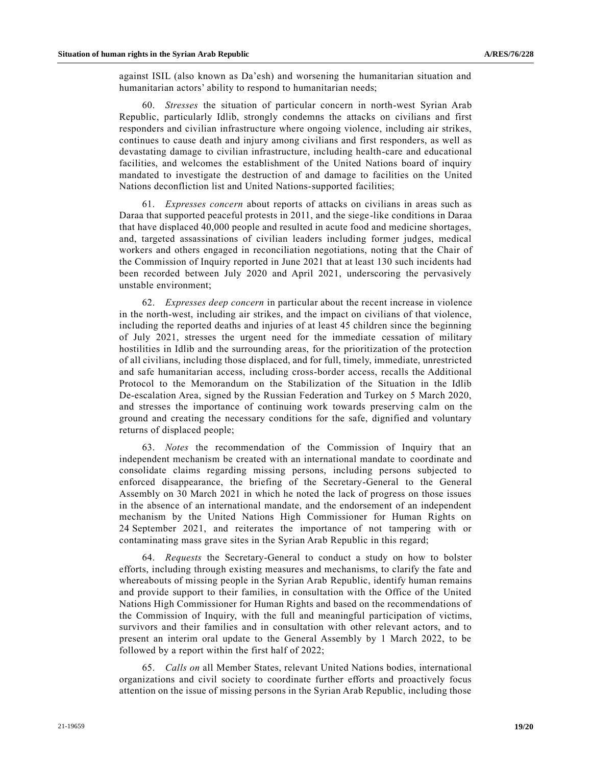against ISIL (also known as Da'esh) and worsening the humanitarian situation and humanitarian actors' ability to respond to humanitarian needs;

60. *Stresses* the situation of particular concern in north-west Syrian Arab Republic, particularly Idlib, strongly condemns the attacks on civilians and first responders and civilian infrastructure where ongoing violence, including air strikes, continues to cause death and injury among civilians and first responders, as well as devastating damage to civilian infrastructure, including health-care and educational facilities, and welcomes the establishment of the United Nations board of inquiry mandated to investigate the destruction of and damage to facilities on the United Nations deconfliction list and United Nations-supported facilities;

61. *Expresses concern* about reports of attacks on civilians in areas such as Daraa that supported peaceful protests in 2011, and the siege-like conditions in Daraa that have displaced 40,000 people and resulted in acute food and medicine shortages, and, targeted assassinations of civilian leaders including former judges, medical workers and others engaged in reconciliation negotiations, noting that the Chair of the Commission of Inquiry reported in June 2021 that at least 130 such incidents had been recorded between July 2020 and April 2021, underscoring the pervasively unstable environment;

62. *Expresses deep concern* in particular about the recent increase in violence in the north-west, including air strikes, and the impact on civilians of that violence, including the reported deaths and injuries of at least 45 children since the beginning of July 2021, stresses the urgent need for the immediate cessation of military hostilities in Idlib and the surrounding areas, for the prioritization of the protection of all civilians, including those displaced, and for full, timely, immediate, unrestricted and safe humanitarian access, including cross-border access, recalls the Additional Protocol to the Memorandum on the Stabilization of the Situation in the Idlib De-escalation Area, signed by the Russian Federation and Turkey on 5 March 2020, and stresses the importance of continuing work towards preserving calm on the ground and creating the necessary conditions for the safe, dignified and voluntary returns of displaced people;

63. *Notes* the recommendation of the Commission of Inquiry that an independent mechanism be created with an international mandate to coordinate and consolidate claims regarding missing persons, including persons subjected to enforced disappearance, the briefing of the Secretary-General to the General Assembly on 30 March 2021 in which he noted the lack of progress on those issues in the absence of an international mandate, and the endorsement of an independent mechanism by the United Nations High Commissioner for Human Rights on 24 September 2021, and reiterates the importance of not tampering with or contaminating mass grave sites in the Syrian Arab Republic in this regard;

64. *Requests* the Secretary-General to conduct a study on how to bolster efforts, including through existing measures and mechanisms, to clarify the fate and whereabouts of missing people in the Syrian Arab Republic, identify human remains and provide support to their families, in consultation with the Office of the United Nations High Commissioner for Human Rights and based on the recommendations of the Commission of Inquiry, with the full and meaningful participation of victims, survivors and their families and in consultation with other relevant actors, and to present an interim oral update to the General Assembly by 1 March 2022, to be followed by a report within the first half of 2022;

65. *Calls on* all Member States, relevant United Nations bodies, international organizations and civil society to coordinate further efforts and proactively focus attention on the issue of missing persons in the Syrian Arab Republic, including those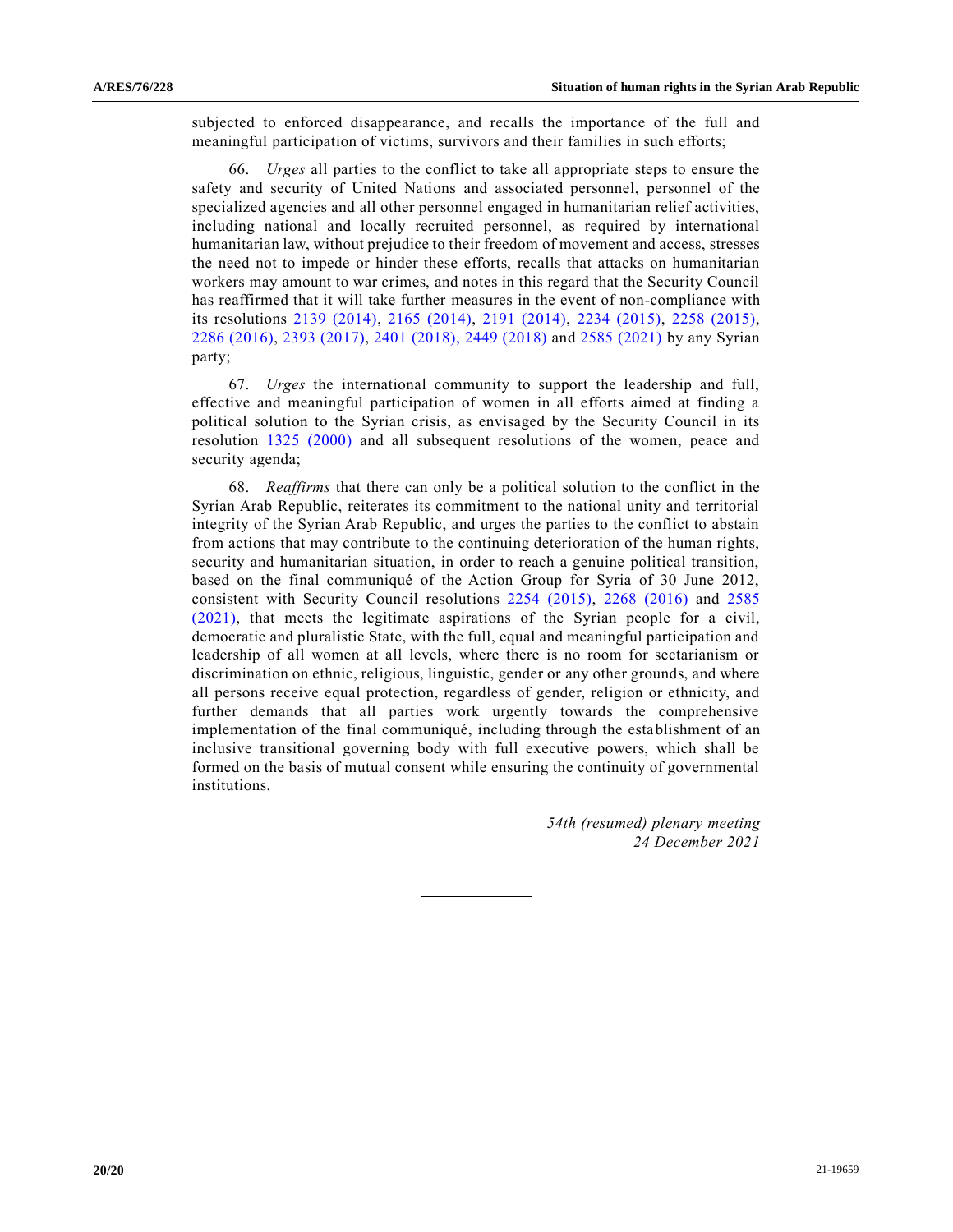subjected to enforced disappearance, and recalls the importance of the full and meaningful participation of victims, survivors and their families in such efforts;

66. *Urges* all parties to the conflict to take all appropriate steps to ensure the safety and security of United Nations and associated personnel, personnel of the specialized agencies and all other personnel engaged in humanitarian relief activities, including national and locally recruited personnel, as required by international humanitarian law, without prejudice to their freedom of movement and access, stresses the need not to impede or hinder these efforts, recalls that attacks on humanitarian workers may amount to war crimes, and notes in this regard that the Security Council has reaffirmed that it will take further measures in the event of non-compliance with its resolutions 2139 (2014), 2165 (2014), 2191 (2014), 2234 (2015), 2258 (2015), 2286 (2016), 2393 (2017), 2401 (2018), 2449 (2018) and 2585 (2021) by any Syrian party;

67. *Urges* the international community to support the leadership and full, effective and meaningful participation of women in all efforts aimed at finding a political solution to the Syrian crisis, as envisaged by the Security Council in its resolution 1325 (2000) and all subsequent resolutions of the women, peace and security agenda;

68. *Reaffirms* that there can only be a political solution to the conflict in the Syrian Arab Republic, reiterates its commitment to the national unity and territorial integrity of the Syrian Arab Republic, and urges the parties to the conflict to abstain from actions that may contribute to the continuing deterioration of the human rights, security and humanitarian situation, in order to reach a genuine political transition, based on the final communiqué of the Action Group for Syria of 30 June 2012, consistent with Security Council resolutions 2254 (2015), 2268 (2016) and 2585 (2021), that meets the legitimate aspirations of the Syrian people for a civil, democratic and pluralistic State, with the full, equal and meaningful participation and leadership of all women at all levels, where there is no room for sectarianism or discrimination on ethnic, religious, linguistic, gender or any other grounds, and where all persons receive equal protection, regardless of gender, religion or ethnicity, and further demands that all parties work urgently towards the comprehensive implementation of the final communiqué, including through the establishment of an inclusive transitional governing body with full executive powers, which shall be formed on the basis of mutual consent while ensuring the continuity of governmental institutions.

*54th (resumed) plenary meeting*
*24 December 2021*